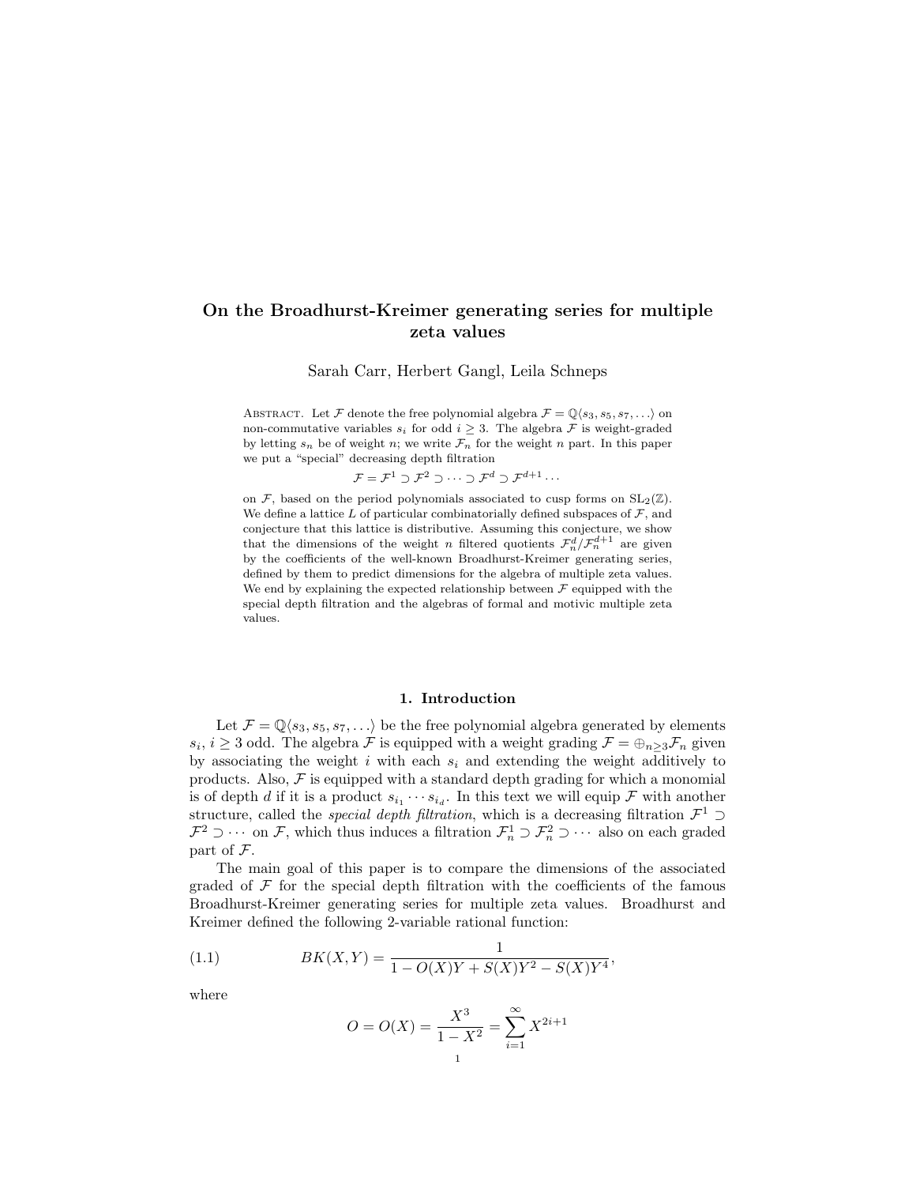# On the Broadhurst-Kreimer generating series for multiple zeta values

Sarah Carr, Herbert Gangl, Leila Schneps

Abstract. Let $\mathcal{F}$ denote the free polynomial algebra $\mathcal{F} = \mathbb{Q}\langle s_3, s_5, s_7, \ldots\rangle$ on non-commutative variables $s_i$ for odd $i \geq 3$. The algebra $\mathcal{F}$ is weight-graded by letting $s_n$ be of weight $n$; we write $\mathcal{F}_n$ for the weight $n$ part. In this paper we put a "special" decreasing depth filtration

$$\mathcal{F} = \mathcal{F}^1 \supset \mathcal{F}^2 \supset \cdots \supset \mathcal{F}^d \supset \mathcal{F}^{d+1} \cdots$$

on $\mathcal{F}$, based on the period polynomials associated to cusp forms on $\mathrm{SL}_2(\mathbb{Z})$. We define a lattice $L$ of particular combinatorially defined subspaces of $\mathcal{F}$, and conjecture that this lattice is distributive. Assuming this conjecture, we show that the dimensions of the weight $n$ filtered quotients $\mathcal{F}_n^d/\mathcal{F}_n^{d+1}$ are given by the coefficients of the well-known Broadhurst-Kreimer generating series, defined by them to predict dimensions for the algebra of multiple zeta values. We end by explaining the expected relationship between $\mathcal{F}$ equipped with the special depth filtration and the algebras of formal and motivic multiple zeta values.

## 1. Introduction

Let $\mathcal{F} = \mathbb{Q}\langle s_3, s_5, s_7, \ldots\rangle$ be the free polynomial algebra generated by elements $s_i$, $i \geq 3$ odd. The algebra $\mathcal{F}$ is equipped with a weight grading $\mathcal{F} = \oplus_{n\geq 3}\mathcal{F}_n$ given by associating the weight $i$ with each $s_i$ and extending the weight additively to products. Also, $\mathcal{F}$ is equipped with a standard depth grading for which a monomial is of depth $d$ if it is a product $s_{i_1}\cdots s_{i_d}$. In this text we will equip $\mathcal{F}$ with another structure, called the *special depth filtration*, which is a decreasing filtration $\mathcal{F}^1 \supset \mathcal{F}^2 \supset \cdots$ on $\mathcal{F}$, which thus induces a filtration $\mathcal{F}_n^1 \supset \mathcal{F}_n^2 \supset \cdots$ also on each graded part of $\mathcal{F}$.

The main goal of this paper is to compare the dimensions of the associated graded of $\mathcal{F}$ for the special depth filtration with the coefficients of the famous Broadhurst-Kreimer generating series for multiple zeta values. Broadhurst and Kreimer defined the following 2-variable rational function:

$$BK(X,Y) = \frac{1}{1 - O(X)Y + S(X)Y^2 - S(X)Y^4}, \tag{1.1}$$

where

$$O = O(X) = \frac{X^3}{1-X^2} = \sum_{i=1}^{\infty} X^{2i+1}$$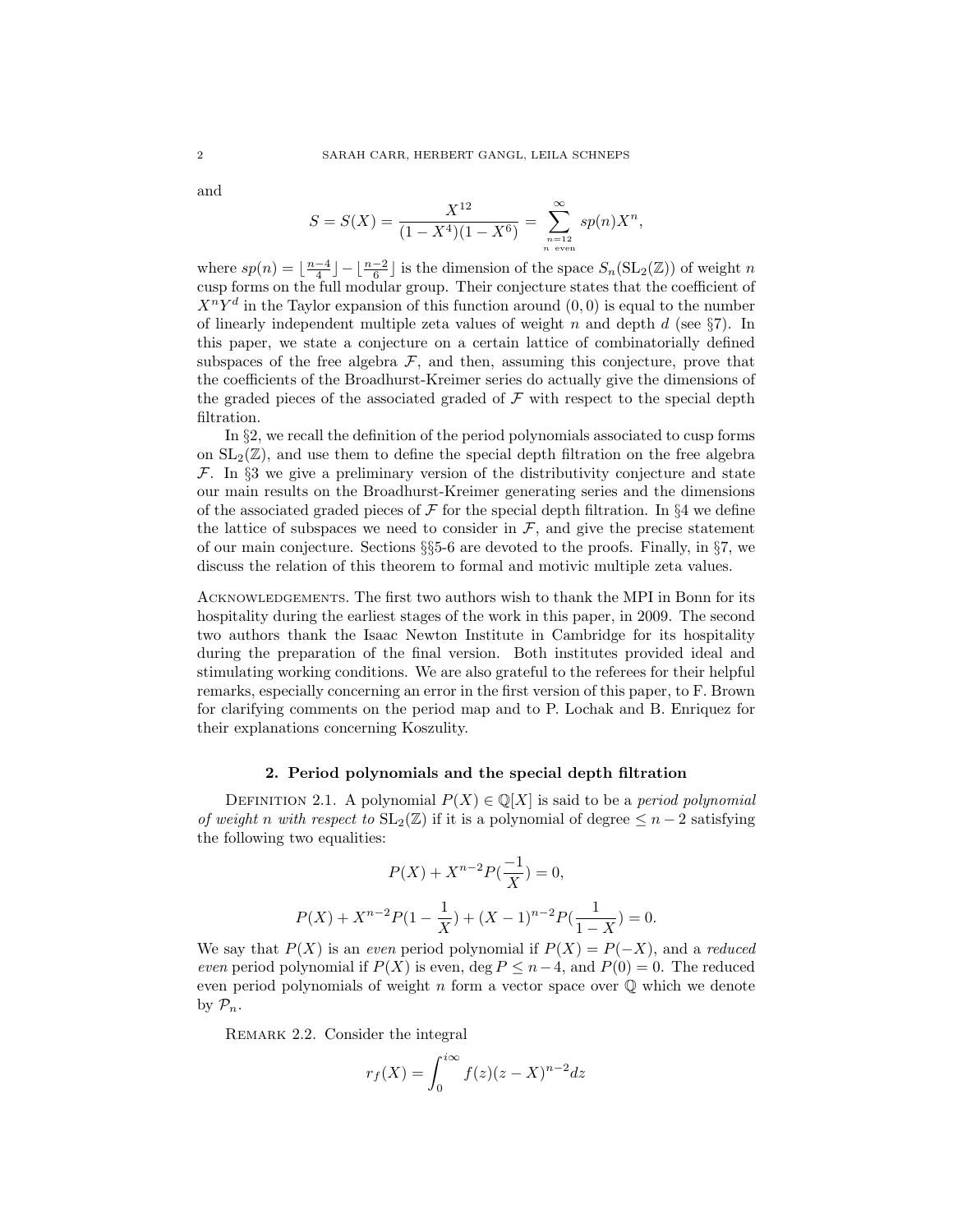and

$$S = S(X) = \frac{X^{12}}{(1-X^4)(1-X^6)} = \sum_{\substack{n=12 \\ n \text{ even}}}^{\infty} sp(n)X^n,$$

where $sp(n) = \lfloor \frac{n-4}{4} \rfloor - \lfloor \frac{n-2}{6} \rfloor$ is the dimension of the space $S_n(\mathrm{SL}_2(\mathbb{Z}))$ of weight $n$ cusp forms on the full modular group. Their conjecture states that the coefficient of $X^nY^d$ in the Taylor expansion of this function around $(0,0)$ is equal to the number of linearly independent multiple zeta values of weight $n$ and depth $d$ (see §7). In this paper, we state a conjecture on a certain lattice of combinatorially defined subspaces of the free algebra $\mathcal{F}$, and then, assuming this conjecture, prove that the coefficients of the Broadhurst-Kreimer series do actually give the dimensions of the graded pieces of the associated graded of $\mathcal{F}$ with respect to the special depth filtration.

In §2, we recall the definition of the period polynomials associated to cusp forms on $\mathrm{SL}_2(\mathbb{Z})$, and use them to define the special depth filtration on the free algebra $\mathcal{F}$. In §3 we give a preliminary version of the distributivity conjecture and state our main results on the Broadhurst-Kreimer generating series and the dimensions of the associated graded pieces of $\mathcal{F}$ for the special depth filtration. In §4 we define the lattice of subspaces we need to consider in $\mathcal{F}$, and give the precise statement of our main conjecture. Sections §§5-6 are devoted to the proofs. Finally, in §7, we discuss the relation of this theorem to formal and motivic multiple zeta values.

Acknowledgements. The first two authors wish to thank the MPI in Bonn for its hospitality during the earliest stages of the work in this paper, in 2009. The second two authors thank the Isaac Newton Institute in Cambridge for its hospitality during the preparation of the final version. Both institutes provided ideal and stimulating working conditions. We are also grateful to the referees for their helpful remarks, especially concerning an error in the first version of this paper, to F. Brown for clarifying comments on the period map and to P. Lochak and B. Enriquez for their explanations concerning Koszulity.

## 2. Period polynomials and the special depth filtration

Definition 2.1. A polynomial $P(X) \in \mathbb{Q}[X]$ is said to be a *period polynomial of weight $n$ with respect to* $\mathrm{SL}_2(\mathbb{Z})$ if it is a polynomial of degree $\leq n-2$ satisfying the following two equalities:

$$P(X) + X^{n-2}P(\frac{-1}{X}) = 0,$$

$$P(X) + X^{n-2}P(1-\frac{1}{X}) + (X-1)^{n-2}P(\frac{1}{1-X}) = 0.$$

We say that $P(X)$ is an *even* period polynomial if $P(X) = P(-X)$, and a *reduced even* period polynomial if $P(X)$ is even, $\deg P \leq n-4$, and $P(0) = 0$. The reduced even period polynomials of weight $n$ form a vector space over $\mathbb{Q}$ which we denote by $\mathcal{P}_n$.

Remark 2.2. Consider the integral

$$r_f(X) = \int_0^{i\infty} f(z)(z-X)^{n-2}dz$$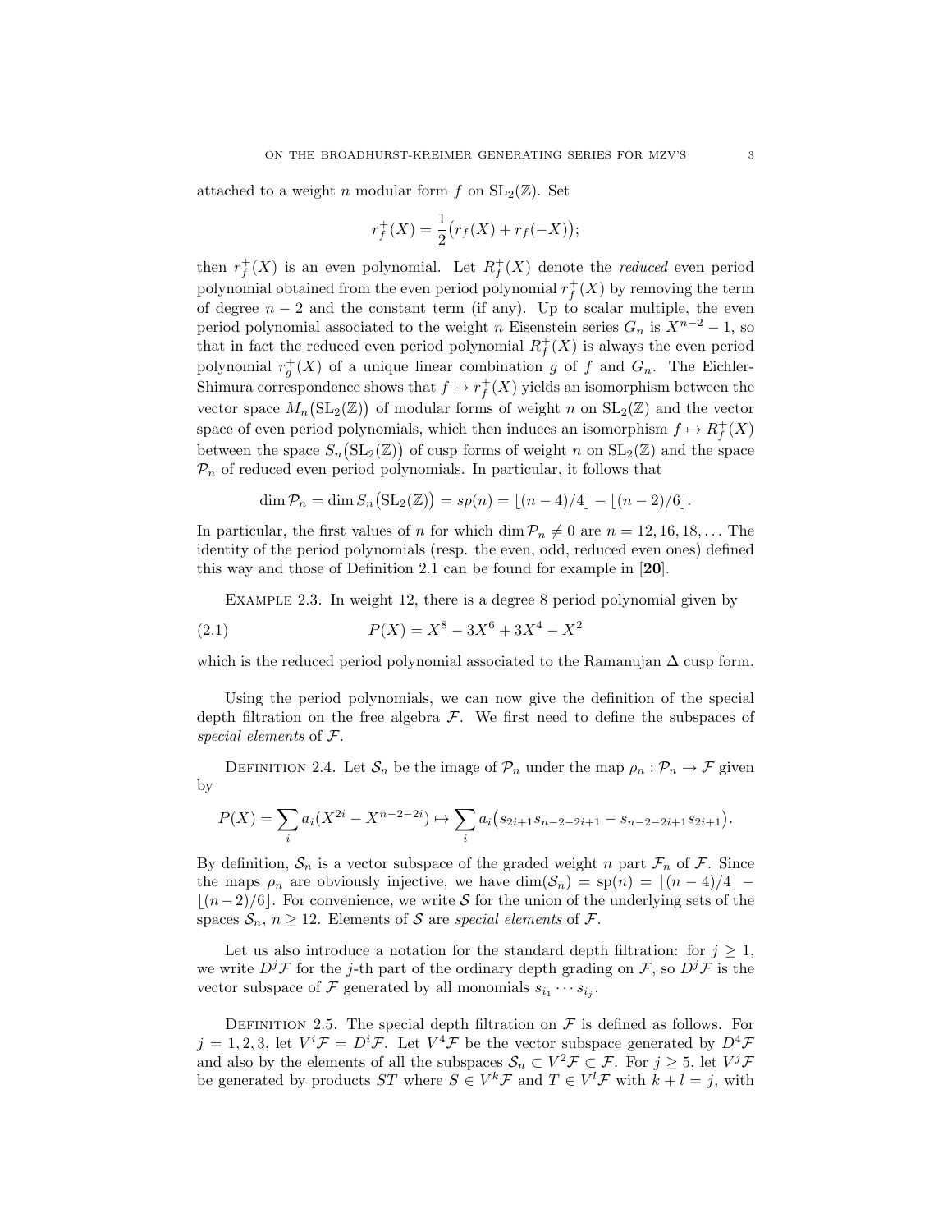attached to a weight $n$ modular form $f$ on $\mathrm{SL}_2(\mathbb{Z})$. Set

$$r_f^+(X) = \frac{1}{2}\big(r_f(X) + r_f(-X)\big);$$

then $r_f^+(X)$ is an even polynomial. Let $R_f^+(X)$ denote the *reduced* even period polynomial obtained from the even period polynomial $r_f^+(X)$ by removing the term of degree $n-2$ and the constant term (if any). Up to scalar multiple, the even period polynomial associated to the weight $n$ Eisenstein series $G_n$ is $X^{n-2} - 1$, so that in fact the reduced even period polynomial $R_f^+(X)$ is always the even period polynomial $r_g^+(X)$ of a unique linear combination $g$ of $f$ and $G_n$. The Eichler-Shimura correspondence shows that $f \mapsto r_f^+(X)$ yields an isomorphism between the vector space $M_n\big(\mathrm{SL}_2(\mathbb{Z})\big)$ of modular forms of weight $n$ on $\mathrm{SL}_2(\mathbb{Z})$ and the vector space of even period polynomials, which then induces an isomorphism $f \mapsto R_f^+(X)$ between the space $S_n\big(\mathrm{SL}_2(\mathbb{Z})\big)$ of cusp forms of weight $n$ on $\mathrm{SL}_2(\mathbb{Z})$ and the space $\mathcal{P}_n$ of reduced even period polynomials. In particular, it follows that

$$\dim \mathcal{P}_n = \dim S_n\big(\mathrm{SL}_2(\mathbb{Z})\big) = sp(n) = \lfloor (n-4)/4 \rfloor - \lfloor (n-2)/6 \rfloor.$$

In particular, the first values of $n$ for which $\dim \mathcal{P}_n \neq 0$ are $n = 12, 16, 18, \ldots$ The identity of the period polynomials (resp. the even, odd, reduced even ones) defined this way and those of Definition 2.1 can be found for example in [**20**].

Example 2.3. In weight 12, there is a degree 8 period polynomial given by

$$P(X) = X^8 - 3X^6 + 3X^4 - X^2 \tag{2.1}$$

which is the reduced period polynomial associated to the Ramanujan $\Delta$ cusp form.

Using the period polynomials, we can now give the definition of the special depth filtration on the free algebra $\mathcal{F}$. We first need to define the subspaces of *special elements* of $\mathcal{F}$.

Definition 2.4. Let $\mathcal{S}_n$ be the image of $\mathcal{P}_n$ under the map $\rho_n : \mathcal{P}_n \to \mathcal{F}$ given by

$$P(X) = \sum_i a_i(X^{2i} - X^{n-2-2i}) \mapsto \sum_i a_i\big(s_{2i+1}s_{n-2-2i+1} - s_{n-2-2i+1}s_{2i+1}\big).$$

By definition, $\mathcal{S}_n$ is a vector subspace of the graded weight $n$ part $\mathcal{F}_n$ of $\mathcal{F}$. Since the maps $\rho_n$ are obviously injective, we have $\dim(\mathcal{S}_n) = \mathrm{sp}(n) = \lfloor (n-4)/4 \rfloor - \lfloor (n-2)/6 \rfloor$. For convenience, we write $\mathcal{S}$ for the union of the underlying sets of the spaces $\mathcal{S}_n$, $n \geq 12$. Elements of $\mathcal{S}$ are *special elements* of $\mathcal{F}$.

Let us also introduce a notation for the standard depth filtration: for $j \geq 1$, we write $D^j\mathcal{F}$ for the $j$-th part of the ordinary depth grading on $\mathcal{F}$, so $D^j\mathcal{F}$ is the vector subspace of $\mathcal{F}$ generated by all monomials $s_{i_1} \cdots s_{i_j}$.

Definition 2.5. The special depth filtration on $\mathcal{F}$ is defined as follows. For $j = 1, 2, 3$, let $V^i\mathcal{F} = D^i\mathcal{F}$. Let $V^4\mathcal{F}$ be the vector subspace generated by $D^4\mathcal{F}$ and also by the elements of all the subspaces $\mathcal{S}_n \subset V^2\mathcal{F} \subset \mathcal{F}$. For $j \geq 5$, let $V^j\mathcal{F}$ be generated by products $ST$ where $S \in V^k\mathcal{F}$ and $T \in V^l\mathcal{F}$ with $k + l = j$, with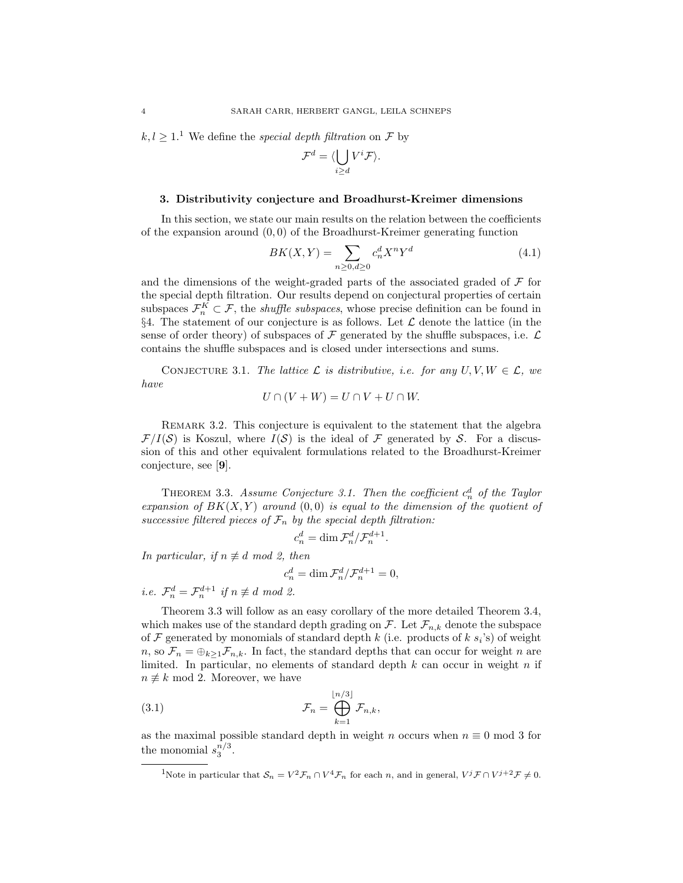$k, l \geq 1$.[1] We define the *special depth filtration* on $\mathcal{F}$ by

$$\mathcal{F}^d = \langle \bigcup_{i \geq d} V^i \mathcal{F} \rangle.$$

## 3. Distributivity conjecture and Broadhurst-Kreimer dimensions

In this section, we state our main results on the relation between the coefficients of the expansion around $(0,0)$ of the Broadhurst-Kreimer generating function

$$BK(X,Y) = \sum_{n \geq 0, d \geq 0} c_n^d X^n Y^d \tag{4.1}$$

and the dimensions of the weight-graded parts of the associated graded of $\mathcal{F}$ for the special depth filtration. Our results depend on conjectural properties of certain subspaces $\mathcal{F}_n^K \subset \mathcal{F}$, the *shuffle subspaces*, whose precise definition can be found in §4. The statement of our conjecture is as follows. Let $\mathcal{L}$ denote the lattice (in the sense of order theory) of subspaces of $\mathcal{F}$ generated by the shuffle subspaces, i.e. $\mathcal{L}$ contains the shuffle subspaces and is closed under intersections and sums.

Conjecture 3.1. *The lattice $\mathcal{L}$ is distributive, i.e. for any $U, V, W \in \mathcal{L}$, we have*

$$U \cap (V + W) = U \cap V + U \cap W.$$

Remark 3.2. This conjecture is equivalent to the statement that the algebra $\mathcal{F}/I(\mathcal{S})$ is Koszul, where $I(\mathcal{S})$ is the ideal of $\mathcal{F}$ generated by $\mathcal{S}$. For a discussion of this and other equivalent formulations related to the Broadhurst-Kreimer conjecture, see [**9**].

Theorem 3.3. *Assume Conjecture 3.1. Then the coefficient $c_n^d$ of the Taylor expansion of $BK(X,Y)$ around $(0,0)$ is equal to the dimension of the quotient of successive filtered pieces of $\mathcal{F}_n$ by the special depth filtration:*

$$c_n^d = \dim \mathcal{F}_n^d / \mathcal{F}_n^{d+1}.$$

*In particular, if $n \not\equiv d$ mod 2, then*

$$c_n^d = \dim \mathcal{F}_n^d / \mathcal{F}_n^{d+1} = 0,$$

*i.e. $\mathcal{F}_n^d = \mathcal{F}_n^{d+1}$ if $n \not\equiv d$ mod 2.*

Theorem 3.3 will follow as an easy corollary of the more detailed Theorem 3.4, which makes use of the standard depth grading on $\mathcal{F}$. Let $\mathcal{F}_{n,k}$ denote the subspace of $\mathcal{F}$ generated by monomials of standard depth $k$ (i.e. products of $k$ $s_i$'s) of weight $n$, so $\mathcal{F}_n = \oplus_{k \geq 1} \mathcal{F}_{n,k}$. In fact, the standard depths that can occur for weight $n$ are limited. In particular, no elements of standard depth $k$ can occur in weight $n$ if $n \not\equiv k$ mod 2. Moreover, we have

$$\mathcal{F}_n = \bigoplus_{k=1}^{\lfloor n/3 \rfloor} \mathcal{F}_{n,k}, \tag{3.1}$$

as the maximal possible standard depth in weight $n$ occurs when $n \equiv 0$ mod 3 for the monomial $s_3^{n/3}$.

[1] Note in particular that $\mathcal{S}_n = V^2 \mathcal{F}_n \cap V^4 \mathcal{F}_n$ for each $n$, and in general, $V^j \mathcal{F} \cap V^{j+2} \mathcal{F} \neq 0$.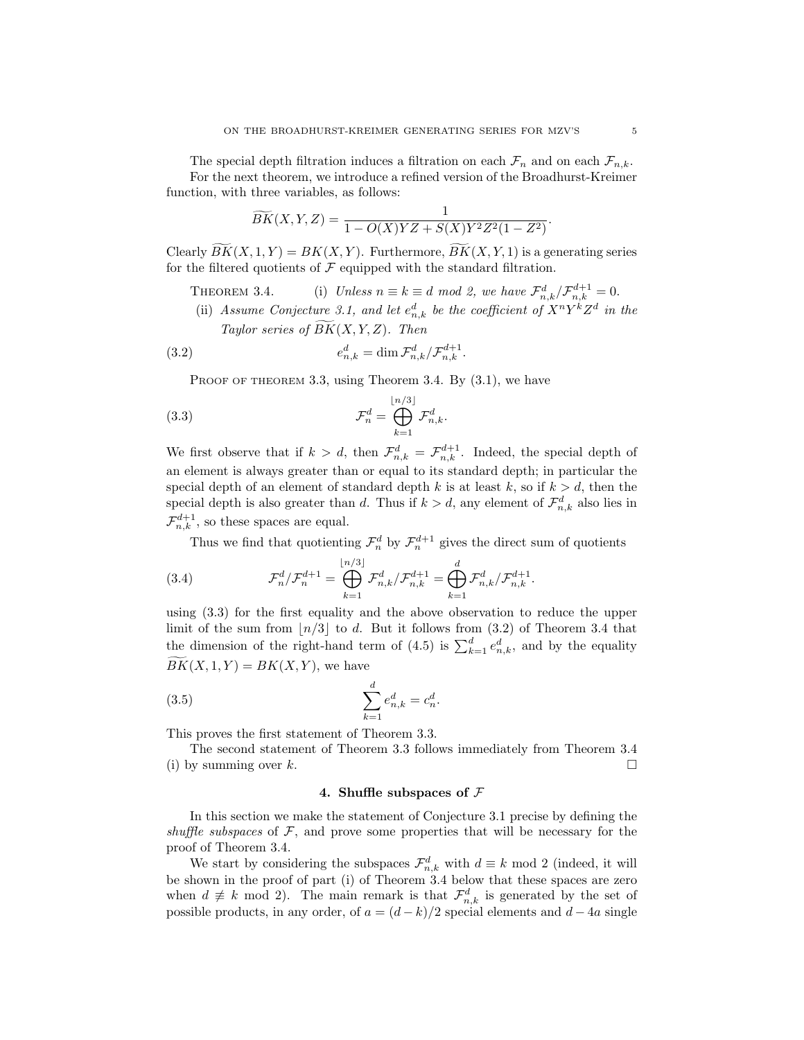The special depth filtration induces a filtration on each $\mathcal{F}_n$ and on each $\mathcal{F}_{n,k}$.

For the next theorem, we introduce a refined version of the Broadhurst-Kreimer function, with three variables, as follows:

$$\widetilde{BK}(X,Y,Z) = \frac{1}{1 - O(X)YZ + S(X)Y^2Z^2(1-Z^2)}.$$

Clearly $\widetilde{BK}(X,1,Y) = BK(X,Y)$. Furthermore, $\widetilde{BK}(X,Y,1)$ is a generating series for the filtered quotients of $\mathcal{F}$ equipped with the standard filtration.

Theorem 3.4. (i) *Unless $n \equiv k \equiv d$ mod 2, we have $\mathcal{F}^d_{n,k}/\mathcal{F}^{d+1}_{n,k} = 0$.*

(ii) *Assume Conjecture 3.1, and let $e^d_{n,k}$ be the coefficient of $X^nY^kZ^d$ in the Taylor series of $\widetilde{BK}(X,Y,Z)$. Then*

$$e^d_{n,k} = \dim \mathcal{F}^d_{n,k}/\mathcal{F}^{d+1}_{n,k}. \tag{3.2}$$

Proof of theorem 3.3, using Theorem 3.4. By (3.1), we have

$$\mathcal{F}^d_n = \bigoplus_{k=1}^{\lfloor n/3 \rfloor} \mathcal{F}^d_{n,k}. \tag{3.3}$$

We first observe that if $k > d$, then $\mathcal{F}^d_{n,k} = \mathcal{F}^{d+1}_{n,k}$. Indeed, the special depth of an element is always greater than or equal to its standard depth; in particular the special depth of an element of standard depth $k$ is at least $k$, so if $k > d$, then the special depth is also greater than $d$. Thus if $k > d$, any element of $\mathcal{F}^d_{n,k}$ also lies in $\mathcal{F}^{d+1}_{n,k}$, so these spaces are equal.

Thus we find that quotienting $\mathcal{F}^d_n$ by $\mathcal{F}^{d+1}_n$ gives the direct sum of quotients

$$\mathcal{F}^d_n/\mathcal{F}^{d+1}_n = \bigoplus_{k=1}^{\lfloor n/3 \rfloor} \mathcal{F}^d_{n,k}/\mathcal{F}^{d+1}_{n,k} = \bigoplus_{k=1}^{d} \mathcal{F}^d_{n,k}/\mathcal{F}^{d+1}_{n,k}. \tag{3.4}$$

using (3.3) for the first equality and the above observation to reduce the upper limit of the sum from $\lfloor n/3 \rfloor$ to $d$. But it follows from (3.2) of Theorem 3.4 that the dimension of the right-hand term of (4.5) is $\sum_{k=1}^d e^d_{n,k}$, and by the equality $\widetilde{BK}(X,1,Y) = BK(X,Y)$, we have

$$\sum_{k=1}^{d} e^d_{n,k} = c^d_n. \tag{3.5}$$

This proves the first statement of Theorem 3.3.

The second statement of Theorem 3.3 follows immediately from Theorem 3.4 (i) by summing over $k$. $\square$

## 4. Shuffle subspaces of $\mathcal{F}$

In this section we make the statement of Conjecture 3.1 precise by defining the *shuffle subspaces* of $\mathcal{F}$, and prove some properties that will be necessary for the proof of Theorem 3.4.

We start by considering the subspaces $\mathcal{F}^d_{n,k}$ with $d \equiv k$ mod 2 (indeed, it will be shown in the proof of part (i) of Theorem 3.4 below that these spaces are zero when $d \not\equiv k$ mod 2). The main remark is that $\mathcal{F}^d_{n,k}$ is generated by the set of possible products, in any order, of $a = (d-k)/2$ special elements and $d - 4a$ single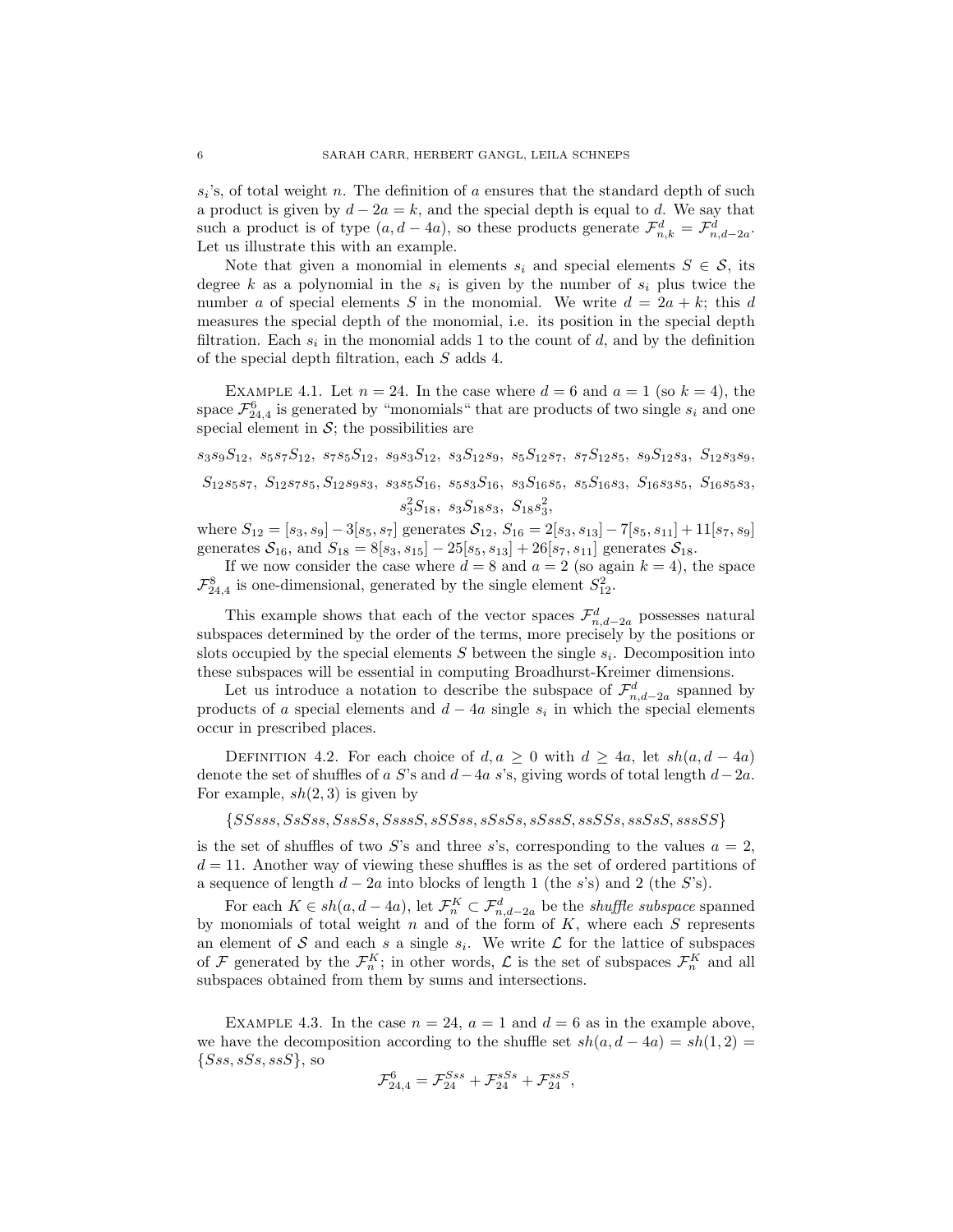$s_i$'s, of total weight $n$. The definition of $a$ ensures that the standard depth of such a product is given by $d-2a=k$, and the special depth is equal to $d$. We say that such a product is of type $(a, d-4a)$, so these products generate $\mathcal{F}^d_{n,k} = \mathcal{F}^d_{n,d-2a}$. Let us illustrate this with an example.

Note that given a monomial in elements $s_i$ and special elements $S \in \mathcal{S}$, its degree $k$ as a polynomial in the $s_i$ is given by the number of $s_i$ plus twice the number $a$ of special elements $S$ in the monomial. We write $d = 2a+k$; this $d$ measures the special depth of the monomial, i.e. its position in the special depth filtration. Each $s_i$ in the monomial adds 1 to the count of $d$, and by the definition of the special depth filtration, each $S$ adds 4.

Example 4.1. Let $n = 24$. In the case where $d = 6$ and $a = 1$ (so $k = 4$), the space $\mathcal{F}^6_{24,4}$ is generated by "monomials" that are products of two single $s_i$ and one special element in $\mathcal{S}$; the possibilities are

$$s_3s_9S_{12},\ s_5s_7S_{12},\ s_7s_5S_{12},\ s_9s_3S_{12},\ s_3S_{12}s_9,\ s_5S_{12}s_7,\ s_7S_{12}s_5,\ s_9S_{12}s_3,\ S_{12}s_3s_9,$$
$$S_{12}s_5s_7,\ S_{12}s_7s_5, S_{12}s_9s_3,\ s_3s_5S_{16},\ s_5s_3S_{16},\ s_3S_{16}s_5,\ s_5S_{16}s_3,\ S_{16}s_3s_5,\ S_{16}s_5s_3,$$
$$s_3^2S_{18},\ s_3S_{18}s_3,\ S_{18}s_3^2,$$

where $S_{12} = [s_3, s_9] - 3[s_5, s_7]$ generates $\mathcal{S}_{12}$, $S_{16} = 2[s_3, s_{13}] - 7[s_5, s_{11}] + 11[s_7, s_9]$ generates $\mathcal{S}_{16}$, and $S_{18} = 8[s_3, s_{15}] - 25[s_5, s_{13}] + 26[s_7, s_{11}]$ generates $\mathcal{S}_{18}$.

If we now consider the case where $d = 8$ and $a = 2$ (so again $k = 4$), the space $\mathcal{F}^8_{24,4}$ is one-dimensional, generated by the single element $S_{12}^2$.

This example shows that each of the vector spaces $\mathcal{F}^d_{n,d-2a}$ possesses natural subspaces determined by the order of the terms, more precisely by the positions or slots occupied by the special elements $S$ between the single $s_i$. Decomposition into these subspaces will be essential in computing Broadhurst-Kreimer dimensions.

Let us introduce a notation to describe the subspace of $\mathcal{F}^d_{n,d-2a}$ spanned by products of $a$ special elements and $d-4a$ single $s_i$ in which the special elements occur in prescribed places.

Definition 4.2. For each choice of $d, a \geq 0$ with $d \geq 4a$, let $sh(a, d-4a)$ denote the set of shuffles of $a$ $S$'s and $d-4a$ $s$'s, giving words of total length $d-2a$. For example, $sh(2, 3)$ is given by

$$\{SSsss, SsSss, SssSs, SsssS, sSSss, sSsSs, sSssS, ssSSs, ssSsS, sssSS\}$$

is the set of shuffles of two $S$'s and three $s$'s, corresponding to the values $a = 2$, $d = 11$. Another way of viewing these shuffles is as the set of ordered partitions of a sequence of length $d-2a$ into blocks of length 1 (the $s$'s) and 2 (the $S$'s).

For each $K \in sh(a, d-4a)$, let $\mathcal{F}^K_n \subset \mathcal{F}^d_{n,d-2a}$ be the *shuffle subspace* spanned by monomials of total weight $n$ and of the form of $K$, where each $S$ represents an element of $\mathcal{S}$ and each $s$ a single $s_i$. We write $\mathcal{L}$ for the lattice of subspaces of $\mathcal{F}$ generated by the $\mathcal{F}^K_n$; in other words, $\mathcal{L}$ is the set of subspaces $\mathcal{F}^K_n$ and all subspaces obtained from them by sums and intersections.

Example 4.3. In the case $n = 24$, $a = 1$ and $d = 6$ as in the example above, we have the decomposition according to the shuffle set $sh(a, d-4a) = sh(1, 2) = \{Sss, sSs, ssS\}$, so

$$\mathcal{F}^6_{24,4} = \mathcal{F}^{Sss}_{24} + \mathcal{F}^{sSs}_{24} + \mathcal{F}^{ssS}_{24},$$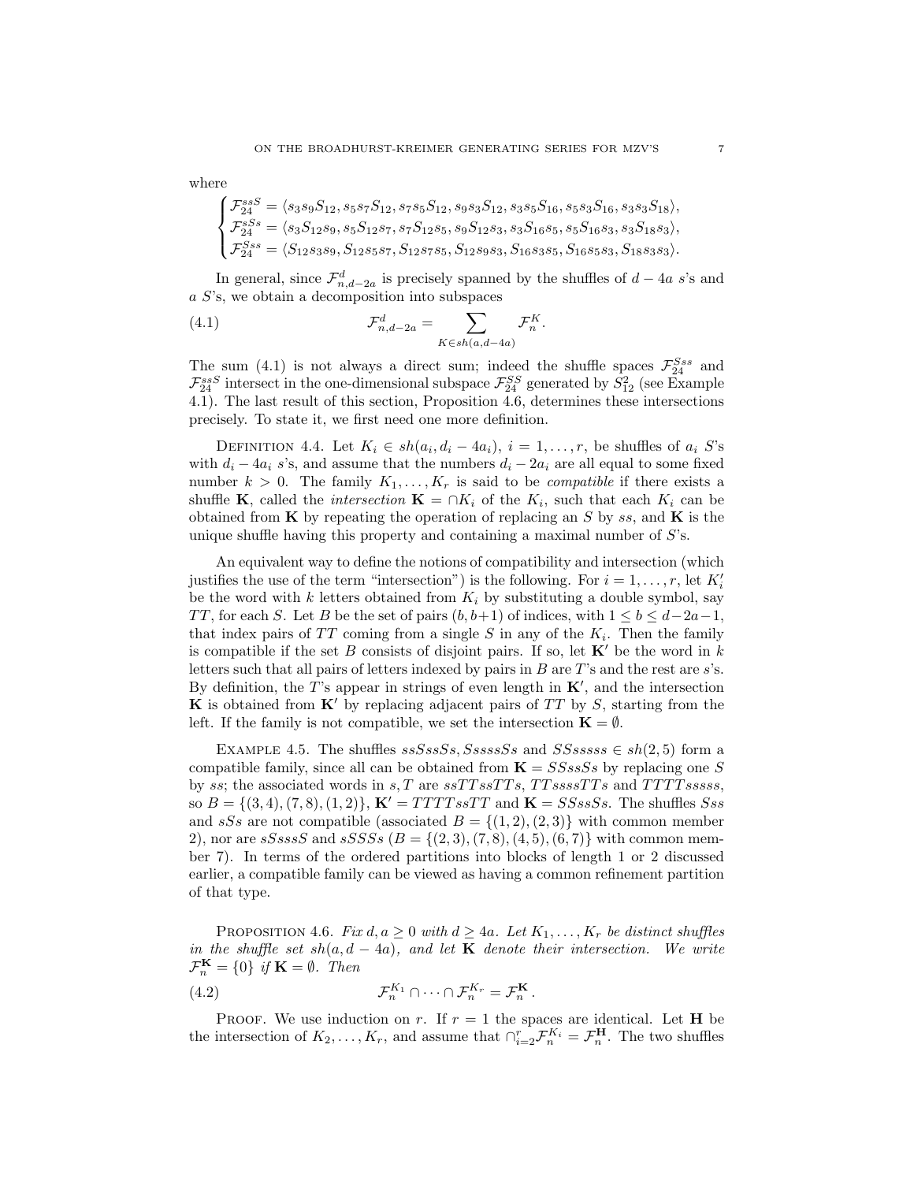where

$$
\begin{cases}
\mathcal{F}_{24}^{ssS} = \langle s_3s_9S_{12}, s_5s_7S_{12}, s_7s_5S_{12}, s_9s_3S_{12}, s_3s_5S_{16}, s_5s_3S_{16}, s_3s_3S_{18}\rangle, \\
\mathcal{F}_{24}^{sSs} = \langle s_3S_{12}s_9, s_5S_{12}s_7, s_7S_{12}s_5, s_9S_{12}s_3, s_3S_{16}s_5, s_5S_{16}s_3, s_3S_{18}s_3\rangle, \\
\mathcal{F}_{24}^{Sss} = \langle S_{12}s_3s_9, S_{12}s_5s_7, S_{12}s_7s_5, S_{12}s_9s_3, S_{16}s_3s_5, S_{16}s_5s_3, S_{18}s_3s_3\rangle.
\end{cases}
$$

In general, since $\mathcal{F}_{n,d-2a}^{d}$ is precisely spanned by the shuffles of $d-4a$ $s$'s and $a$ $S$'s, we obtain a decomposition into subspaces

$$
\mathcal{F}_{n,d-2a}^{d} = \sum_{K\in sh(a,d-4a)} \mathcal{F}_n^K. \tag{4.1}
$$

The sum (4.1) is not always a direct sum; indeed the shuffle spaces $\mathcal{F}_{24}^{Sss}$ and $\mathcal{F}_{24}^{ssS}$ intersect in the one-dimensional subspace $\mathcal{F}_{24}^{SS}$ generated by $S_{12}^2$ (see Example 4.1). The last result of this section, Proposition 4.6, determines these intersections precisely. To state it, we first need one more definition.

Definition 4.4. Let $K_i \in sh(a_i, d_i - 4a_i)$, $i = 1, \ldots, r$, be shuffles of $a_i$ $S$'s with $d_i - 4a_i$ $s$'s, and assume that the numbers $d_i - 2a_i$ are all equal to some fixed number $k > 0$. The family $K_1, \ldots, K_r$ is said to be *compatible* if there exists a shuffle $\mathbf{K}$, called the *intersection* $\mathbf{K} = \cap K_i$ of the $K_i$, such that each $K_i$ can be obtained from $\mathbf{K}$ by repeating the operation of replacing an $S$ by $ss$, and $\mathbf{K}$ is the unique shuffle having this property and containing a maximal number of $S$'s.

An equivalent way to define the notions of compatibility and intersection (which justifies the use of the term "intersection") is the following. For $i = 1, \ldots, r$, let $K_i'$ be the word with $k$ letters obtained from $K_i$ by substituting a double symbol, say $TT$, for each $S$. Let $B$ be the set of pairs $(b, b+1)$ of indices, with $1 \le b \le d-2a-1$, that index pairs of $TT$ coming from a single $S$ in any of the $K_i$. Then the family is compatible if the set $B$ consists of disjoint pairs. If so, let $\mathbf{K}'$ be the word in $k$ letters such that all pairs of letters indexed by pairs in $B$ are $T$'s and the rest are $s$'s. By definition, the $T$'s appear in strings of even length in $\mathbf{K}'$, and the intersection $\mathbf{K}$ is obtained from $\mathbf{K}'$ by replacing adjacent pairs of $TT$ by $S$, starting from the left. If the family is not compatible, we set the intersection $\mathbf{K} = \emptyset$.

Example 4.5. The shuffles $ssSssSs, SssssSs$ and $SSsssss \in sh(2,5)$ form a compatible family, since all can be obtained from $\mathbf{K} = SSssSs$ by replacing one $S$ by $ss$; the associated words in $s, T$ are $ssTTssTTs$, $TTssssTTs$ and $TTTTsssss$, so $B = \{(3,4), (7,8), (1,2)\}$, $\mathbf{K}' = TTTTssTTs$ and $\mathbf{K} = SSssSs$. The shuffles $Sss$ and $sSs$ are not compatible (associated $B = \{(1,2),(2,3)\}$ with common member 2), nor are $sSsssS$ and $sSSSs$ ($B = \{(2,3),(7,8),(4,5),(6,7)\}$ with common member 7). In terms of the ordered partitions into blocks of length 1 or 2 discussed earlier, a compatible family can be viewed as having a common refinement partition of that type.

Proposition 4.6. *Fix $d, a \ge 0$ with $d \ge 4a$. Let $K_1, \ldots, K_r$ be distinct shuffles in the shuffle set $sh(a, d-4a)$, and let $\mathbf{K}$ denote their intersection. We write $\mathcal{F}_n^{\mathbf{K}} = \{0\}$ if $\mathbf{K} = \emptyset$. Then*

$$
\mathcal{F}_n^{K_1} \cap \cdots \cap \mathcal{F}_n^{K_r} = \mathcal{F}_n^{\mathbf{K}}. \tag{4.2}
$$

Proof. We use induction on $r$. If $r = 1$ the spaces are identical. Let $\mathbf{H}$ be the intersection of $K_2, \ldots, K_r$, and assume that $\cap_{i=2}^{r} \mathcal{F}_n^{K_i} = \mathcal{F}_n^{\mathbf{H}}$. The two shuffles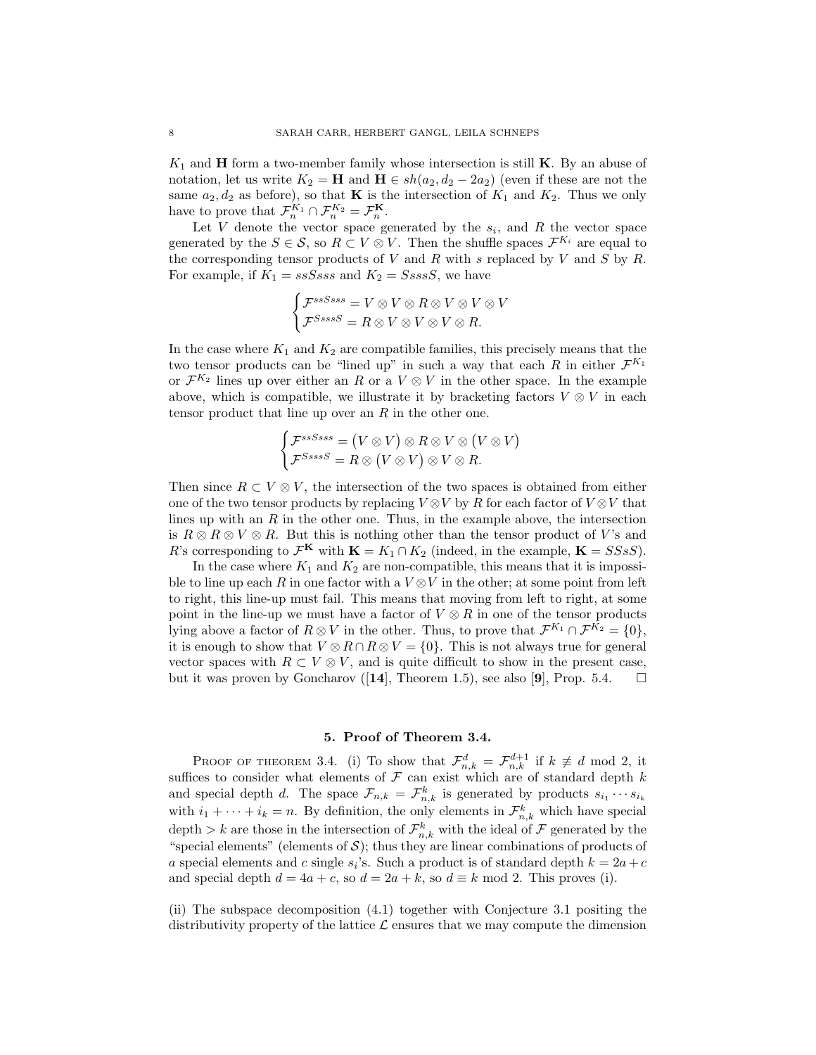$K_1$ and $\mathbf{H}$ form a two-member family whose intersection is still $\mathbf{K}$. By an abuse of notation, let us write $K_2 = \mathbf{H}$ and $\mathbf{H} \in sh(a_2, d_2 - 2a_2)$ (even if these are not the same $a_2, d_2$ as before), so that $\mathbf{K}$ is the intersection of $K_1$ and $K_2$. Thus we only have to prove that $\mathcal{F}_n^{K_1} \cap \mathcal{F}_n^{K_2} = \mathcal{F}_n^{\mathbf{K}}$.

Let $V$ denote the vector space generated by the $s_i$, and $R$ the vector space generated by the $S \in \mathcal{S}$, so $R \subset V \otimes V$. Then the shuffle spaces $\mathcal{F}^{K_i}$ are equal to the corresponding tensor products of $V$ and $R$ with $s$ replaced by $V$ and $S$ by $R$. For example, if $K_1 = ssSsss$ and $K_2 = SsssS$, we have

$$\begin{cases} \mathcal{F}^{ssSsss} = V \otimes V \otimes R \otimes V \otimes V \otimes V \\ \mathcal{F}^{SsssS} = R \otimes V \otimes V \otimes V \otimes R. \end{cases}$$

In the case where $K_1$ and $K_2$ are compatible families, this precisely means that the two tensor products can be "lined up" in such a way that each $R$ in either $\mathcal{F}^{K_1}$ or $\mathcal{F}^{K_2}$ lines up over either an $R$ or a $V \otimes V$ in the other space. In the example above, which is compatible, we illustrate it by bracketing factors $V \otimes V$ in each tensor product that line up over an $R$ in the other one.

$$\begin{cases} \mathcal{F}^{ssSsss} = \big(V \otimes V\big) \otimes R \otimes V \otimes \big(V \otimes V\big) \\ \mathcal{F}^{SsssS} = R \otimes \big(V \otimes V\big) \otimes V \otimes R. \end{cases}$$

Then since $R \subset V \otimes V$, the intersection of the two spaces is obtained from either one of the two tensor products by replacing $V \otimes V$ by $R$ for each factor of $V \otimes V$ that lines up with an $R$ in the other one. Thus, in the example above, the intersection is $R \otimes R \otimes V \otimes R$. But this is nothing other than the tensor product of $V$'s and $R$'s corresponding to $\mathcal{F}^{\mathbf{K}}$ with $\mathbf{K} = K_1 \cap K_2$ (indeed, in the example, $\mathbf{K} = SSsS$).

In the case where $K_1$ and $K_2$ are non-compatible, this means that it is impossible to line up each $R$ in one factor with a $V \otimes V$ in the other; at some point from left to right, this line-up must fail. This means that moving from left to right, at some point in the line-up we must have a factor of $V \otimes R$ in one of the tensor products lying above a factor of $R \otimes V$ in the other. Thus, to prove that $\mathcal{F}^{K_1} \cap \mathcal{F}^{K_2} = \{0\}$, it is enough to show that $V \otimes R \cap R \otimes V = \{0\}$. This is not always true for general vector spaces with $R \subset V \otimes V$, and is quite difficult to show in the present case, but it was proven by Goncharov ([**14**], Theorem 1.5), see also [**9**], Prop. 5.4. $\square$

## 5. Proof of Theorem 3.4.

Proof of theorem 3.4. (i) To show that $\mathcal{F}_{n,k}^d = \mathcal{F}_{n,k}^{d+1}$ if $k \not\equiv d \bmod 2$, it suffices to consider what elements of $\mathcal{F}$ can exist which are of standard depth $k$ and special depth $d$. The space $\mathcal{F}_{n,k} = \mathcal{F}_{n,k}^k$ is generated by products $s_{i_1} \cdots s_{i_k}$ with $i_1 + \cdots + i_k = n$. By definition, the only elements in $\mathcal{F}_{n,k}^k$ which have special depth $> k$ are those in the intersection of $\mathcal{F}_{n,k}^k$ with the ideal of $\mathcal{F}$ generated by the "special elements" (elements of $\mathcal{S}$); thus they are linear combinations of products of $a$ special elements and $c$ single $s_i$'s. Such a product is of standard depth $k = 2a + c$ and special depth $d = 4a + c$, so $d = 2a + k$, so $d \equiv k \bmod 2$. This proves (i).

(ii) The subspace decomposition (4.1) together with Conjecture 3.1 positing the distributivity property of the lattice $\mathcal{L}$ ensures that we may compute the dimension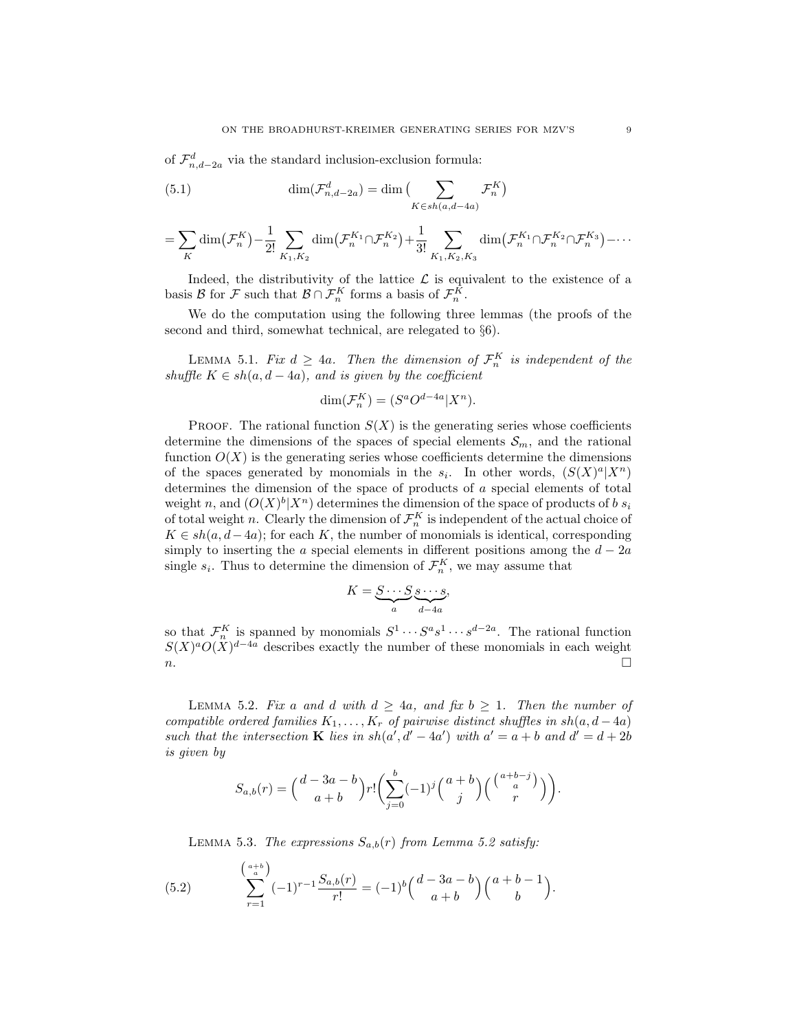of $\mathcal{F}^d_{n,d-2a}$ via the standard inclusion-exclusion formula:

$$\dim(\mathcal{F}^d_{n,d-2a}) = \dim\big(\sum_{K\in sh(a,d-4a)} \mathcal{F}^K_n\big) \tag{5.1}$$

$$= \sum_K \dim\big(\mathcal{F}^K_n\big) - \frac{1}{2!}\sum_{K_1,K_2} \dim\big(\mathcal{F}^{K_1}_n \cap \mathcal{F}^{K_2}_n\big) + \frac{1}{3!}\sum_{K_1,K_2,K_3} \dim\big(\mathcal{F}^{K_1}_n \cap \mathcal{F}^{K_2}_n \cap \mathcal{F}^{K_3}_n\big) - \cdots$$

Indeed, the distributivity of the lattice $\mathcal{L}$ is equivalent to the existence of a basis $\mathcal{B}$ for $\mathcal{F}$ such that $\mathcal{B}\cap\mathcal{F}^K_n$ forms a basis of $\mathcal{F}^K_n$.

We do the computation using the following three lemmas (the proofs of the second and third, somewhat technical, are relegated to §6).

Lemma 5.1. *Fix $d \geq 4a$. Then the dimension of $\mathcal{F}^K_n$ is independent of the shuffle $K \in sh(a, d-4a)$, and is given by the coefficient*

$$\dim(\mathcal{F}^K_n) = (S^a O^{d-4a}|X^n).$$

Proof. The rational function $S(X)$ is the generating series whose coefficients determine the dimensions of the spaces of special elements $\mathcal{S}_m$, and the rational function $O(X)$ is the generating series whose coefficients determine the dimensions of the spaces generated by monomials in the $s_i$. In other words, $(S(X)^a|X^n)$ determines the dimension of the space of products of $a$ special elements of total weight $n$, and $(O(X)^b|X^n)$ determines the dimension of the space of products of $b$ $s_i$ of total weight $n$. Clearly the dimension of $\mathcal{F}^K_n$ is independent of the actual choice of $K \in sh(a, d-4a)$; for each $K$, the number of monomials is identical, corresponding simply to inserting the $a$ special elements in different positions among the $d-2a$ single $s_i$. Thus to determine the dimension of $\mathcal{F}^K_n$, we may assume that

$$K = \underbrace{S\cdots S}_{a}\underbrace{s\cdots s}_{d-4a},$$

so that $\mathcal{F}^K_n$ is spanned by monomials $S^1\cdots S^a s^1 \cdots s^{d-2a}$. The rational function $S(X)^a O(X)^{d-4a}$ describes exactly the number of these monomials in each weight $n$. $\square$

Lemma 5.2. *Fix $a$ and $d$ with $d \geq 4a$, and fix $b \geq 1$. Then the number of compatible ordered families $K_1, \ldots, K_r$ of pairwise distinct shuffles in $sh(a, d-4a)$ such that the intersection $\mathbf{K}$ lies in $sh(a', d'-4a')$ with $a' = a+b$ and $d' = d+2b$ is given by*

$$S_{a,b}(r) = \binom{d-3a-b}{a+b} r! \Big(\sum_{j=0}^{b} (-1)^j \binom{a+b}{j} \binom{\binom{a+b-j}{a}}{r}\Big).$$

Lemma 5.3. *The expressions $S_{a,b}(r)$ from Lemma 5.2 satisfy:*

$$\sum_{r=1}^{\binom{a+b}{a}} (-1)^{r-1} \frac{S_{a,b}(r)}{r!} = (-1)^b \binom{d-3a-b}{a+b}\binom{a+b-1}{b}. \tag{5.2}$$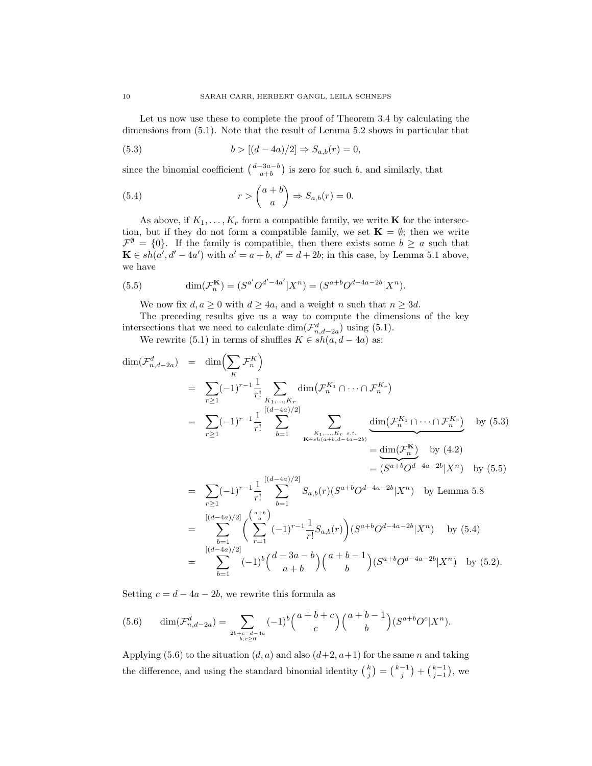Let us now use these to complete the proof of Theorem 3.4 by calculating the dimensions from (5.1). Note that the result of Lemma 5.2 shows in particular that

$$b > [(d-4a)/2] \Rightarrow S_{a,b}(r) = 0, \tag{5.3}$$

since the binomial coefficient $\binom{d-3a-b}{a+b}$ is zero for such $b$, and similarly, that

$$r > \binom{a+b}{a} \Rightarrow S_{a,b}(r) = 0. \tag{5.4}$$

As above, if $K_1, \ldots, K_r$ form a compatible family, we write $\mathbf{K}$ for the intersection, but if they do not form a compatible family, we set $\mathbf{K} = \emptyset$; then we write $\mathcal{F}^{\emptyset} = \{0\}$. If the family is compatible, then there exists some $b \geq a$ such that $\mathbf{K} \in sh(a', d'-4a')$ with $a' = a+b$, $d' = d+2b$; in this case, by Lemma 5.1 above, we have

$$\dim(\mathcal{F}_n^{\mathbf{K}}) = (S^{a'}O^{d'-4a'}|X^n) = (S^{a+b}O^{d-4a-2b}|X^n). \tag{5.5}$$

We now fix $d, a \geq 0$ with $d \geq 4a$, and a weight $n$ such that $n \geq 3d$.

The preceding results give us a way to compute the dimensions of the key intersections that we need to calculate $\dim(\mathcal{F}^d_{n,d-2a})$ using (5.1).

We rewrite (5.1) in terms of shuffles $K \in sh(a, d-4a)$ as:

$$\begin{aligned}
\dim(\mathcal{F}^d_{n,d-2a}) &= \dim\Big(\sum_K \mathcal{F}_n^K\Big) \\
&= \sum_{r\geq 1} (-1)^{r-1}\frac{1}{r!}\sum_{K_1,\ldots,K_r} \dim\big(\mathcal{F}_n^{K_1}\cap\cdots\cap\mathcal{F}_n^{K_r}\big) \\
&= \sum_{r\geq 1} (-1)^{r-1}\frac{1}{r!}\sum_{b=1}^{[(d-4a)/2]} \sum_{\substack{K_1,\ldots,K_r \ s.t. \\ \mathbf{K}\in sh(a+b,d-4a-2b)}} \underbrace{\dim\big(\mathcal{F}_n^{K_1}\cap\cdots\cap\mathcal{F}_n^{K_r}\big)}_{\substack{=\underbrace{\dim(\mathcal{F}_n^{\mathbf{K}})}_{=(S^{a+b}O^{d-4a-2b}|X^n)\ \text{by (5.5)}}\ \text{by (4.2)}}} \quad \text{by (5.3)} \\
&= \sum_{r\geq 1} (-1)^{r-1}\frac{1}{r!}\sum_{b=1}^{[(d-4a)/2]} S_{a,b}(r)(S^{a+b}O^{d-4a-2b}|X^n) \quad \text{by Lemma 5.8} \\
&= \sum_{b=1}^{[(d-4a)/2]}\Bigg(\sum_{r=1}^{\binom{a+b}{a}}(-1)^{r-1}\frac{1}{r!}S_{a,b}(r)\Bigg)(S^{a+b}O^{d-4a-2b}|X^n) \quad \text{by (5.4)} \\
&= \sum_{b=1}^{[(d-4a)/2]}(-1)^b\binom{d-3a-b}{a+b}\binom{a+b-1}{b}(S^{a+b}O^{d-4a-2b}|X^n) \quad \text{by (5.2).}
\end{aligned}$$

Setting $c = d-4a-2b$, we rewrite this formula as

$$\dim(\mathcal{F}^d_{n,d-2a}) = \sum_{\substack{2b+c=d-4a \\ b,c\geq 0}} (-1)^b\binom{a+b+c}{c}\binom{a+b-1}{b}(S^{a+b}O^c|X^n). \tag{5.6}$$

Applying (5.6) to the situation $(d,a)$ and also $(d+2, a+1)$ for the same $n$ and taking the difference, and using the standard binomial identity $\binom{k}{j} = \binom{k-1}{j} + \binom{k-1}{j-1}$, we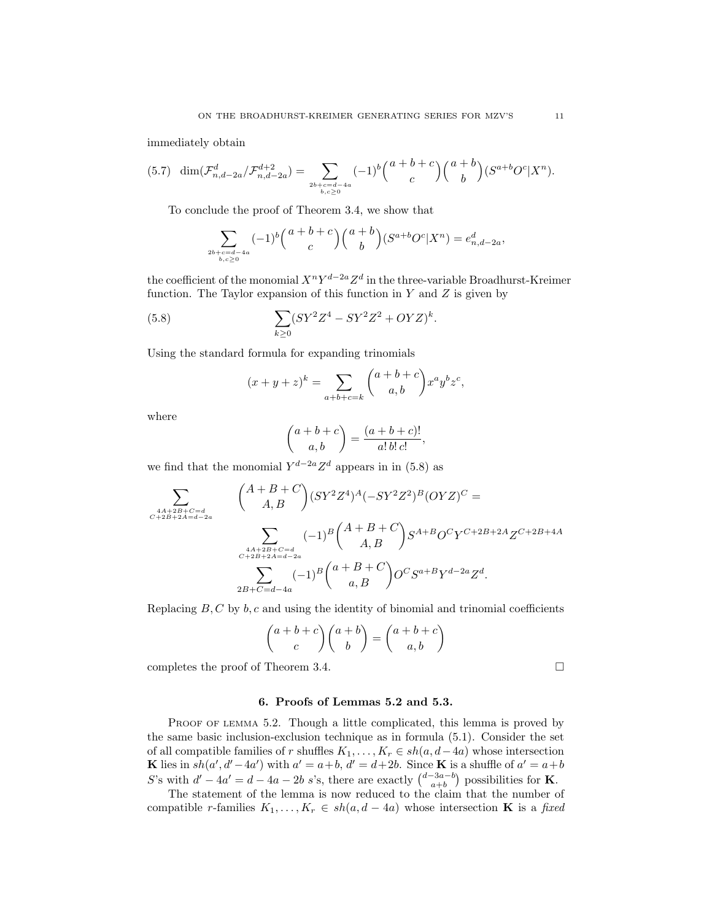immediately obtain

$$\dim(\mathcal{F}^d_{n,d-2a}/\mathcal{F}^{d+2}_{n,d-2a}) = \sum_{\substack{2b+c=d-4a\\ b,c\geq 0}} (-1)^b \binom{a+b+c}{c}\binom{a+b}{b}(S^{a+b}O^c|X^n). \tag{5.7}$$

To conclude the proof of Theorem 3.4, we show that

$$\sum_{\substack{2b+c=d-4a\\ b,c\geq 0}} (-1)^b \binom{a+b+c}{c}\binom{a+b}{b}(S^{a+b}O^c|X^n) = e^d_{n,d-2a},$$

the coefficient of the monomial $X^nY^{d-2a}Z^d$ in the three-variable Broadhurst-Kreimer function. The Taylor expansion of this function in $Y$ and $Z$ is given by

$$\sum_{k\geq 0}(SY^2Z^4 - SY^2Z^2 + OYZ)^k. \tag{5.8}$$

Using the standard formula for expanding trinomials

$$(x+y+z)^k = \sum_{a+b+c=k}\binom{a+b+c}{a,b}x^ay^bz^c,$$

where

$$\binom{a+b+c}{a,b} = \frac{(a+b+c)!}{a!\,b!\,c!},$$

we find that the monomial $Y^{d-2a}Z^d$ appears in in (5.8) as

$$\sum_{\substack{4A+2B+C=d\\ C+2B+2A=d-2a}} \binom{A+B+C}{A,B}(SY^2Z^4)^A(-SY^2Z^2)^B(OYZ)^C =$$

$$\sum_{\substack{4A+2B+C=d\\ C+2B+2A=d-2a}} (-1)^B\binom{A+B+C}{A,B}S^{A+B}O^CY^{C+2B+2A}Z^{C+2B+4A}$$

$$\sum_{2B+C=d-4a} (-1)^B\binom{a+B+C}{a,B}O^CS^{a+B}Y^{d-2a}Z^d.$$

Replacing $B, C$ by $b, c$ and using the identity of binomial and trinomial coefficients

$$\binom{a+b+c}{c}\binom{a+b}{b} = \binom{a+b+c}{a,b}$$

completes the proof of Theorem 3.4. □

## 6. Proofs of Lemmas 5.2 and 5.3.

Proof of lemma 5.2. Though a little complicated, this lemma is proved by the same basic inclusion-exclusion technique as in formula (5.1). Consider the set of all compatible families of $r$ shuffles $K_1,\ldots,K_r \in sh(a, d-4a)$ whose intersection $\mathbf{K}$ lies in $sh(a', d'-4a')$ with $a' = a+b$, $d' = d+2b$. Since $\mathbf{K}$ is a shuffle of $a' = a+b$ $S$'s with $d'-4a' = d-4a-2b$ $s$'s, there are exactly $\binom{d-3a-b}{a+b}$ possibilities for $\mathbf{K}$.

The statement of the lemma is now reduced to the claim that the number of compatible $r$-families $K_1,\ldots,K_r \in sh(a, d-4a)$ whose intersection $\mathbf{K}$ is a *fixed*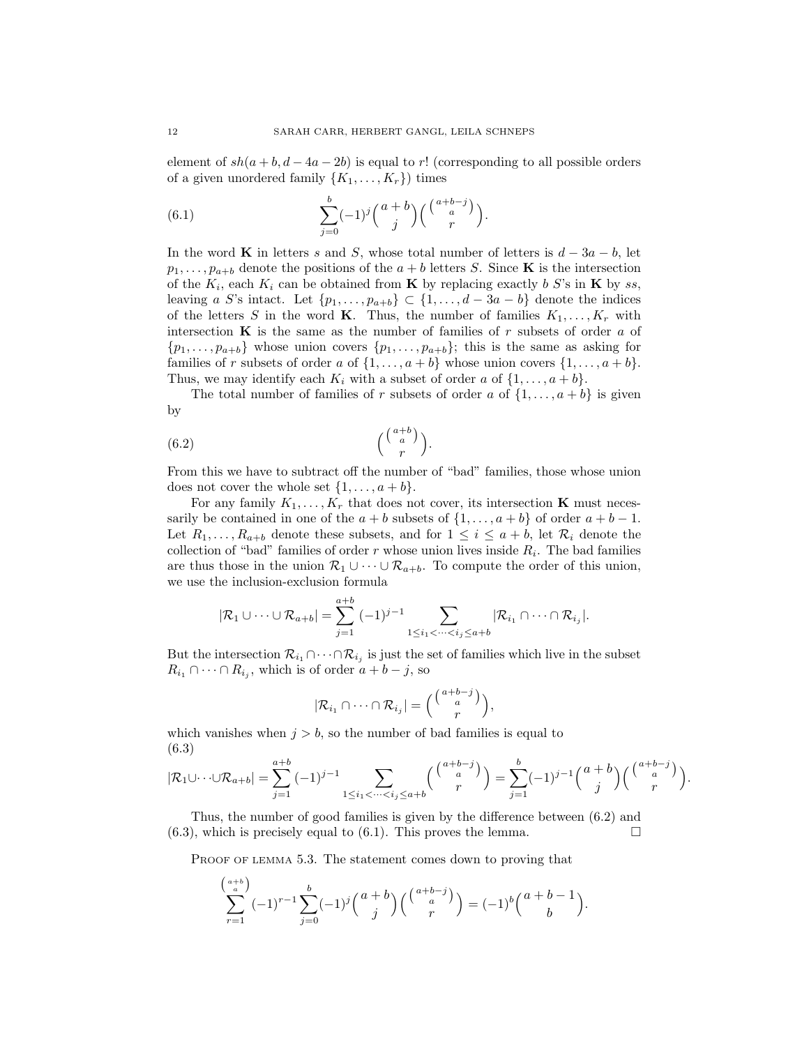element of $sh(a+b, d-4a-2b)$ is equal to $r!$ (corresponding to all possible orders of a given unordered family $\{K_1, \ldots, K_r\}$) times

$$\sum_{j=0}^{b} (-1)^j \binom{a+b}{j} \binom{\binom{a+b-j}{a}}{r}. \tag{6.1}$$

In the word $\mathbf{K}$ in letters $s$ and $S$, whose total number of letters is $d-3a-b$, let $p_1, \ldots, p_{a+b}$ denote the positions of the $a+b$ letters $S$. Since $\mathbf{K}$ is the intersection of the $K_i$, each $K_i$ can be obtained from $\mathbf{K}$ by replacing exactly $b$ $S$'s in $\mathbf{K}$ by $ss$, leaving $a$ $S$'s intact. Let $\{p_1, \ldots, p_{a+b}\} \subset \{1, \ldots, d-3a-b\}$ denote the indices of the letters $S$ in the word $\mathbf{K}$. Thus, the number of families $K_1, \ldots, K_r$ with intersection $\mathbf{K}$ is the same as the number of families of $r$ subsets of order $a$ of $\{p_1, \ldots, p_{a+b}\}$ whose union covers $\{p_1, \ldots, p_{a+b}\}$; this is the same as asking for families of $r$ subsets of order $a$ of $\{1, \ldots, a+b\}$ whose union covers $\{1, \ldots, a+b\}$. Thus, we may identify each $K_i$ with a subset of order $a$ of $\{1, \ldots, a+b\}$.

The total number of families of $r$ subsets of order $a$ of $\{1, \ldots, a+b\}$ is given by

$$\binom{\binom{a+b}{a}}{r}. \tag{6.2}$$

From this we have to subtract off the number of "bad" families, those whose union does not cover the whole set $\{1, \ldots, a+b\}$.

For any family $K_1, \ldots, K_r$ that does not cover, its intersection $\mathbf{K}$ must necessarily be contained in one of the $a+b$ subsets of $\{1, \ldots, a+b\}$ of order $a+b-1$. Let $R_1, \ldots, R_{a+b}$ denote these subsets, and for $1 \leq i \leq a+b$, let $\mathcal{R}_i$ denote the collection of "bad" families of order $r$ whose union lives inside $R_i$. The bad families are thus those in the union $\mathcal{R}_1 \cup \cdots \cup \mathcal{R}_{a+b}$. To compute the order of this union, we use the inclusion-exclusion formula

$$|\mathcal{R}_1 \cup \cdots \cup \mathcal{R}_{a+b}| = \sum_{j=1}^{a+b} (-1)^{j-1} \sum_{1 \leq i_1 < \cdots < i_j \leq a+b} |\mathcal{R}_{i_1} \cap \cdots \cap \mathcal{R}_{i_j}|.$$

But the intersection $\mathcal{R}_{i_1} \cap \cdots \cap \mathcal{R}_{i_j}$ is just the set of families which live in the subset $R_{i_1} \cap \cdots \cap R_{i_j}$, which is of order $a+b-j$, so

$$|\mathcal{R}_{i_1} \cap \cdots \cap \mathcal{R}_{i_j}| = \binom{\binom{a+b-j}{a}}{r},$$

which vanishes when $j > b$, so the number of bad families is equal to

$$|\mathcal{R}_1 \cup \cdots \cup \mathcal{R}_{a+b}| = \sum_{j=1}^{a+b} (-1)^{j-1} \sum_{1 \leq i_1 < \cdots < i_j \leq a+b} \binom{\binom{a+b-j}{a}}{r} = \sum_{j=1}^{b} (-1)^{j-1} \binom{a+b}{j} \binom{\binom{a+b-j}{a}}{r}. \tag{6.3}$$

Thus, the number of good families is given by the difference between (6.2) and (6.3), which is precisely equal to (6.1). This proves the lemma. $\square$

Proof of lemma 5.3. The statement comes down to proving that

$$\sum_{r=1}^{\binom{a+b}{a}} (-1)^{r-1} \sum_{j=0}^{b} (-1)^j \binom{a+b}{j} \binom{\binom{a+b-j}{a}}{r} = (-1)^b \binom{a+b-1}{b}.$$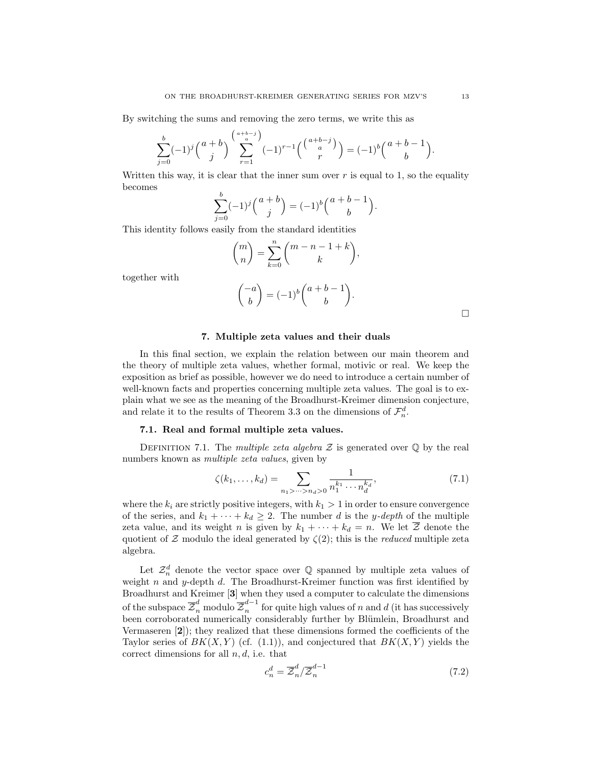By switching the sums and removing the zero terms, we write this as

$$\sum_{j=0}^{b}(-1)^j\binom{a+b}{j}\sum_{r=1}^{\binom{a+b-j}{a}}(-1)^{r-1}\binom{\binom{a+b-j}{a}}{r} = (-1)^b\binom{a+b-1}{b}.$$

Written this way, it is clear that the inner sum over $r$ is equal to 1, so the equality becomes

$$\sum_{j=0}^{b}(-1)^j\binom{a+b}{j} = (-1)^b\binom{a+b-1}{b}.$$

This identity follows easily from the standard identities

$$\binom{m}{n} = \sum_{k=0}^{n}\binom{m-n-1+k}{k},$$

together with

$$\binom{-a}{b} = (-1)^b\binom{a+b-1}{b}.$$

□

## 7. Multiple zeta values and their duals

In this final section, we explain the relation between our main theorem and the theory of multiple zeta values, whether formal, motivic or real. We keep the exposition as brief as possible, however we do need to introduce a certain number of well-known facts and properties concerning multiple zeta values. The goal is to explain what we see as the meaning of the Broadhurst-Kreimer dimension conjecture, and relate it to the results of Theorem 3.3 on the dimensions of $\mathcal{F}_n^d$.

### 7.1. Real and formal multiple zeta values.

Definition 7.1. The *multiple zeta algebra* $\mathcal{Z}$ is generated over $\mathbb{Q}$ by the real numbers known as *multiple zeta values*, given by

$$\zeta(k_1,\ldots,k_d) = \sum_{n_1>\cdots>n_d>0}\frac{1}{n_1^{k_1}\cdots n_d^{k_d}}, \tag{7.1}$$

where the $k_i$ are strictly positive integers, with $k_1>1$ in order to ensure convergence of the series, and $k_1+\cdots+k_d\geq 2$. The number $d$ is the *y-depth* of the multiple zeta value, and its weight $n$ is given by $k_1+\cdots+k_d=n$. We let $\overline{\mathcal{Z}}$ denote the quotient of $\mathcal{Z}$ modulo the ideal generated by $\zeta(2)$; this is the *reduced* multiple zeta algebra.

Let $\mathcal{Z}_n^d$ denote the vector space over $\mathbb{Q}$ spanned by multiple zeta values of weight $n$ and $y$-depth $d$. The Broadhurst-Kreimer function was first identified by Broadhurst and Kreimer [**3**] when they used a computer to calculate the dimensions of the subspace $\overline{\mathcal{Z}}_n^d$ modulo $\overline{\mathcal{Z}}_n^{d-1}$ for quite high values of $n$ and $d$ (it has successively been corroborated numerically considerably further by Blümlein, Broadhurst and Vermaseren [**2**]); they realized that these dimensions formed the coefficients of the Taylor series of $BK(X,Y)$ (cf. (1.1)), and conjectured that $BK(X,Y)$ yields the correct dimensions for all $n,d$, i.e. that

$$c_n^d = \overline{\mathcal{Z}}_n^d/\overline{\mathcal{Z}}_n^{d-1} \tag{7.2}$$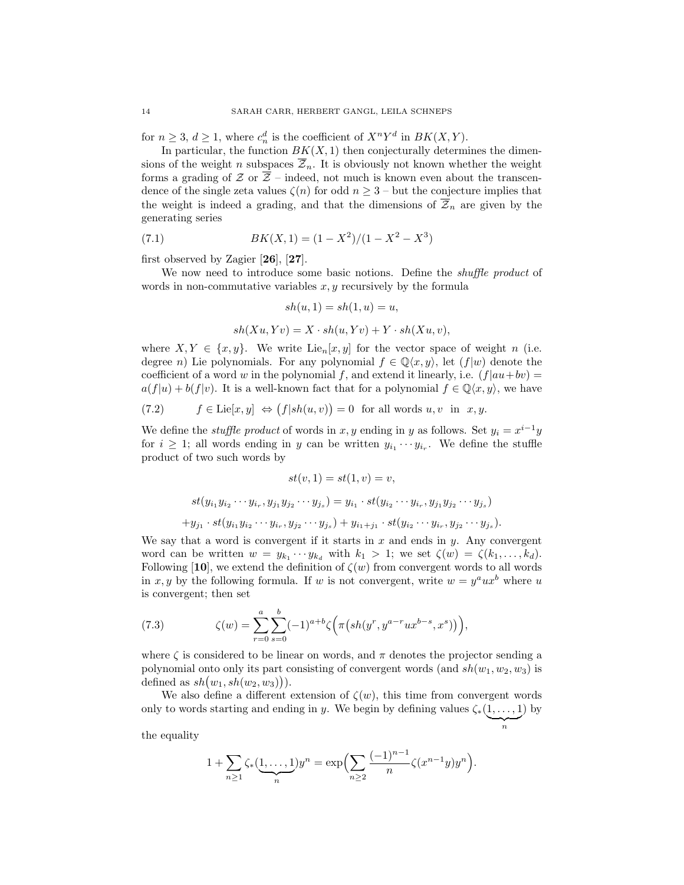for $n \geq 3$, $d \geq 1$, where $c_n^d$ is the coefficient of $X^nY^d$ in $BK(X,Y)$.

In particular, the function $BK(X,1)$ then conjecturally determines the dimensions of the weight $n$ subspaces $\overline{\mathcal{Z}}_n$. It is obviously not known whether the weight forms a grading of $\mathcal{Z}$ or $\overline{\mathcal{Z}}$ – indeed, not much is known even about the transcendence of the single zeta values $\zeta(n)$ for odd $n \geq 3$ – but the conjecture implies that the weight is indeed a grading, and that the dimensions of $\overline{\mathcal{Z}}_n$ are given by the generating series

$$BK(X,1) = (1-X^2)/(1-X^2-X^3) \tag{7.1}$$

first observed by Zagier [**26**], [**27**].

We now need to introduce some basic notions. Define the *shuffle product* of words in non-commutative variables $x, y$ recursively by the formula

$$sh(u,1) = sh(1,u) = u,$$

$$sh(Xu, Yv) = X \cdot sh(u, Yv) + Y \cdot sh(Xu, v),$$

where $X, Y \in \{x, y\}$. We write $\mathrm{Lie}_n[x,y]$ for the vector space of weight $n$ (i.e. degree $n$) Lie polynomials. For any polynomial $f \in \mathbb{Q}\langle x,y\rangle$, let $(f|w)$ denote the coefficient of a word $w$ in the polynomial $f$, and extend it linearly, i.e. $(f|au+bv) = a(f|u) + b(f|v)$. It is a well-known fact that for a polynomial $f \in \mathbb{Q}\langle x,y\rangle$, we have

$$f \in \mathrm{Lie}[x,y] \;\Leftrightarrow\; \big(f|sh(u,v)\big) = 0 \;\text{ for all words } u, v \;\text{ in }\; x, y. \tag{7.2}$$

We define the *stuffle product* of words in $x, y$ ending in $y$ as follows. Set $y_i = x^{i-1}y$ for $i \geq 1$; all words ending in $y$ can be written $y_{i_1} \cdots y_{i_r}$. We define the stuffle product of two such words by

$$st(v,1) = st(1,v) = v,$$

$$st(y_{i_1}y_{i_2}\cdots y_{i_r}, y_{j_1}y_{j_2}\cdots y_{j_s}) = y_{i_1} \cdot st(y_{i_2}\cdots y_{i_r}, y_{j_1}y_{j_2}\cdots y_{j_s})$$

$$+ y_{j_1} \cdot st(y_{i_1}y_{i_2}\cdots y_{i_r}, y_{j_2}\cdots y_{j_s}) + y_{i_1+j_1} \cdot st(y_{i_2}\cdots y_{i_r}, y_{j_2}\cdots y_{j_s}).$$

We say that a word is convergent if it starts in $x$ and ends in $y$. Any convergent word can be written $w = y_{k_1}\cdots y_{k_d}$ with $k_1 > 1$; we set $\zeta(w) = \zeta(k_1, \ldots, k_d)$. Following [**10**], we extend the definition of $\zeta(w)$ from convergent words to all words in $x, y$ by the following formula. If $w$ is not convergent, write $w = y^a u x^b$ where $u$ is convergent; then set

$$\zeta(w) = \sum_{r=0}^{a}\sum_{s=0}^{b}(-1)^{a+b}\zeta\Big(\pi\big(sh(y^r, y^{a-r}ux^{b-s}, x^s)\big)\Big), \tag{7.3}$$

where $\zeta$ is considered to be linear on words, and $\pi$ denotes the projector sending a polynomial onto only its part consisting of convergent words (and $sh(w_1, w_2, w_3)$ is defined as $sh\big(w_1, sh(w_2, w_3)\big)$).

We also define a different extension of $\zeta(w)$, this time from convergent words only to words starting and ending in $y$. We begin by defining values $\zeta_*(\underbrace{1,\ldots,1}_{n})$ by the equality

$$1 + \sum_{n\geq 1}\zeta_*(\underbrace{1,\ldots,1}_{n})y^n = \exp\Big(\sum_{n\geq 2}\frac{(-1)^{n-1}}{n}\zeta(x^{n-1}y)y^n\Big).$$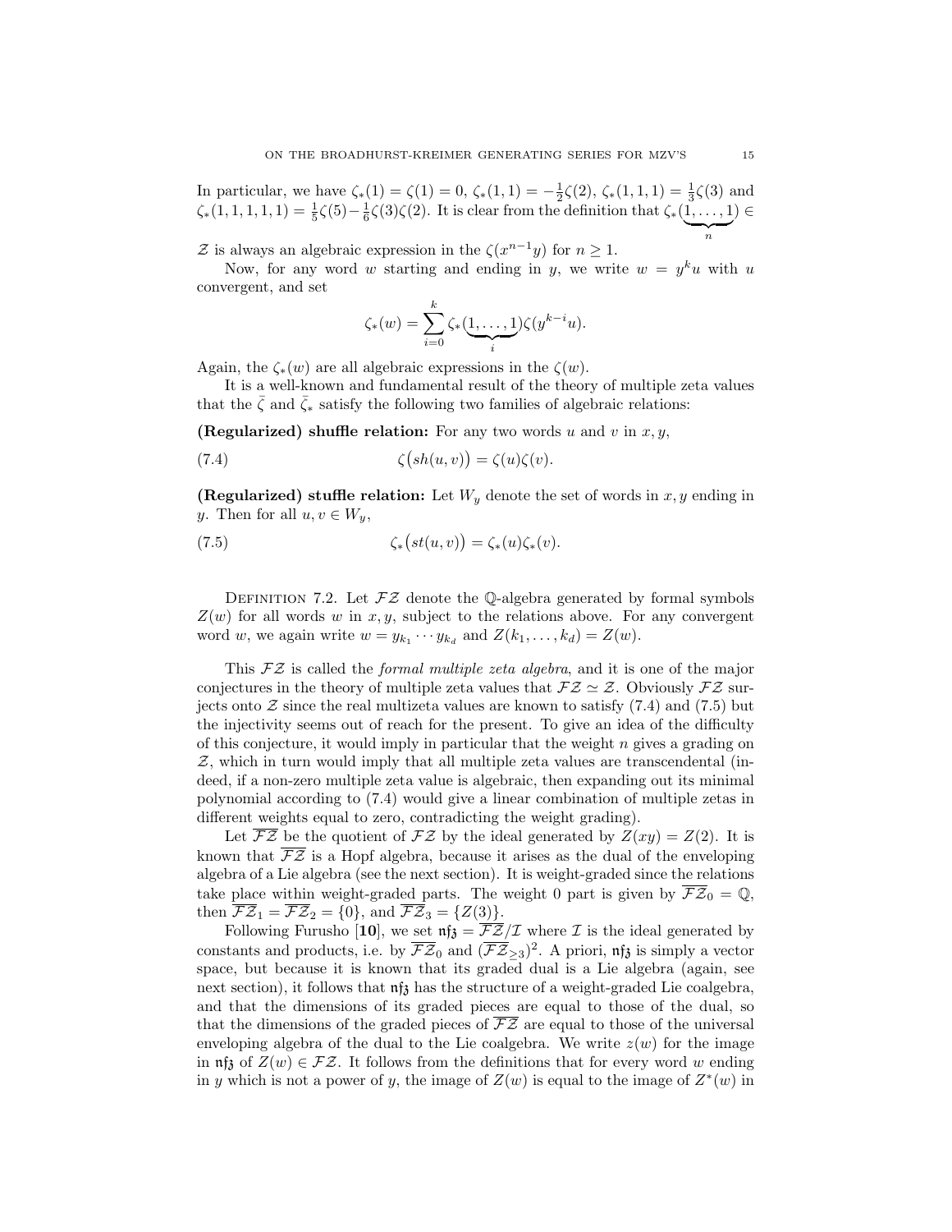In particular, we have $\zeta_*(1) = \zeta(1) = 0$, $\zeta_*(1,1) = -\frac{1}{2}\zeta(2)$, $\zeta_*(1,1,1) = \frac{1}{3}\zeta(3)$ and $\zeta_*(1,1,1,1,1) = \frac{1}{5}\zeta(5) - \frac{1}{6}\zeta(3)\zeta(2)$. It is clear from the definition that $\zeta_*(\underbrace{1,\ldots,1}_{n}) \in \mathcal{Z}$ is always an algebraic expression in the $\zeta(x^{n-1}y)$ for $n \geq 1$.

Now, for any word $w$ starting and ending in $y$, we write $w = y^k u$ with $u$ convergent, and set

$$\zeta_*(w) = \sum_{i=0}^{k} \zeta_*(\underbrace{1,\ldots,1}_{i})\zeta(y^{k-i}u).$$

Again, the $\zeta_*(w)$ are all algebraic expressions in the $\zeta(w)$.

It is a well-known and fundamental result of the theory of multiple zeta values that the $\bar{\zeta}$ and $\bar{\zeta}_*$ satisfy the following two families of algebraic relations:

**(Regularized) shuffle relation:** For any two words $u$ and $v$ in $x, y$,

$$\zeta\big(sh(u,v)\big) = \zeta(u)\zeta(v). \tag{7.4}$$

**(Regularized) stuffle relation:** Let $W_y$ denote the set of words in $x, y$ ending in $y$. Then for all $u, v \in W_y$,

$$\zeta_*\big(st(u,v)\big) = \zeta_*(u)\zeta_*(v). \tag{7.5}$$

Definition 7.2. Let $\mathcal{FZ}$ denote the $\mathbb{Q}$-algebra generated by formal symbols $Z(w)$ for all words $w$ in $x, y$, subject to the relations above. For any convergent word $w$, we again write $w = y_{k_1}\cdots y_{k_d}$ and $Z(k_1,\ldots,k_d) = Z(w)$.

This $\mathcal{FZ}$ is called the *formal multiple zeta algebra*, and it is one of the major conjectures in the theory of multiple zeta values that $\mathcal{FZ} \simeq \mathcal{Z}$. Obviously $\mathcal{FZ}$ surjects onto $\mathcal{Z}$ since the real multizeta values are known to satisfy (7.4) and (7.5) but the injectivity seems out of reach for the present. To give an idea of the difficulty of this conjecture, it would imply in particular that the weight $n$ gives a grading on $\mathcal{Z}$, which in turn would imply that all multiple zeta values are transcendental (indeed, if a non-zero multiple zeta value is algebraic, then expanding out its minimal polynomial according to (7.4) would give a linear combination of multiple zetas in different weights equal to zero, contradicting the weight grading).

Let $\overline{\mathcal{FZ}}$ be the quotient of $\mathcal{FZ}$ by the ideal generated by $Z(xy) = Z(2)$. It is known that $\overline{\mathcal{FZ}}$ is a Hopf algebra, because it arises as the dual of the enveloping algebra of a Lie algebra (see the next section). It is weight-graded since the relations take place within weight-graded parts. The weight 0 part is given by $\overline{\mathcal{FZ}}_0 = \mathbb{Q}$, then $\overline{\mathcal{FZ}}_1 = \overline{\mathcal{FZ}}_2 = \{0\}$, and $\overline{\mathcal{FZ}}_3 = \{Z(3)\}$.

Following Furusho [**10**], we set $\mathfrak{nfz} = \overline{\mathcal{FZ}}/\mathcal{I}$ where $\mathcal{I}$ is the ideal generated by constants and products, i.e. by $\overline{\mathcal{FZ}}_0$ and $(\overline{\mathcal{FZ}}_{\geq 3})^2$. A priori, $\mathfrak{nfz}$ is simply a vector space, but because it is known that its graded dual is a Lie algebra (again, see next section), it follows that $\mathfrak{nfz}$ has the structure of a weight-graded Lie coalgebra, and that the dimensions of its graded pieces are equal to those of the dual, so that the dimensions of the graded pieces of $\overline{\mathcal{FZ}}$ are equal to those of the universal enveloping algebra of the dual to the Lie coalgebra. We write $z(w)$ for the image in $\mathfrak{nfz}$ of $Z(w) \in \mathcal{FZ}$. It follows from the definitions that for every word $w$ ending in $y$ which is not a power of $y$, the image of $Z(w)$ is equal to the image of $Z^*(w)$ in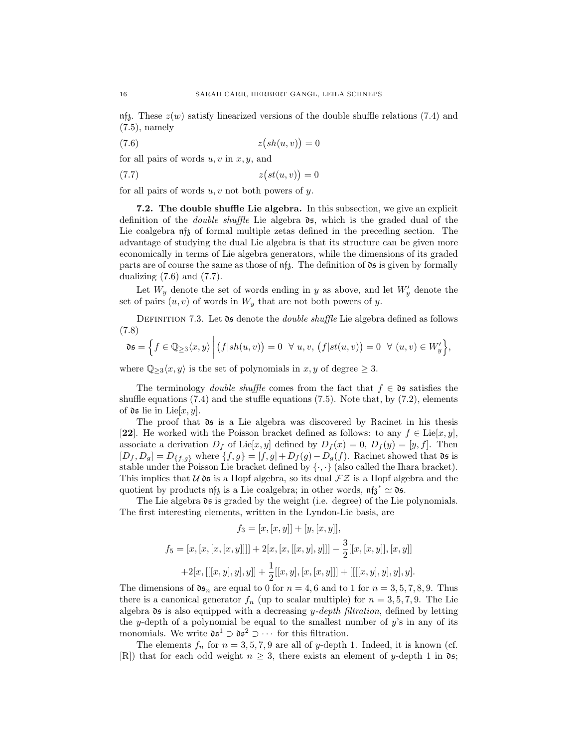$\mathfrak{nfz}$. These $z(w)$ satisfy linearized versions of the double shuffle relations (7.4) and (7.5), namely

$$z\big(sh(u,v)\big) = 0 \tag{7.6}$$

for all pairs of words $u, v$ in $x, y$, and

$$z\big(st(u,v)\big) = 0 \tag{7.7}$$

for all pairs of words $u, v$ not both powers of $y$.

**7.2. The double shuffle Lie algebra.** In this subsection, we give an explicit definition of the *double shuffle* Lie algebra $\mathfrak{ds}$, which is the graded dual of the Lie coalgebra $\mathfrak{nfz}$ of formal multiple zetas defined in the preceding section. The advantage of studying the dual Lie algebra is that its structure can be given more economically in terms of Lie algebra generators, while the dimensions of its graded parts are of course the same as those of $\mathfrak{nfz}$. The definition of $\mathfrak{ds}$ is given by formally dualizing (7.6) and (7.7).

Let $W_y$ denote the set of words ending in $y$ as above, and let $W'_y$ denote the set of pairs $(u,v)$ of words in $W_y$ that are not both powers of $y$.

Definition 7.3. Let $\mathfrak{ds}$ denote the *double shuffle* Lie algebra defined as follows

$$\mathfrak{ds} = \Big\{ f \in \mathbb{Q}_{\geq 3}\langle x, y\rangle \;\Big|\; \big(f|sh(u,v)\big) = 0 \;\; \forall\, u, v, \; \big(f|st(u,v)\big) = 0 \;\; \forall\, (u,v) \in W'_y \Big\}, \tag{7.8}$$

where $\mathbb{Q}_{\geq 3}\langle x, y\rangle$ is the set of polynomials in $x, y$ of degree $\geq 3$.

The terminology *double shuffle* comes from the fact that $f \in \mathfrak{ds}$ satisfies the shuffle equations (7.4) and the stuffle equations (7.5). Note that, by (7.2), elements of $\mathfrak{ds}$ lie in $\mathrm{Lie}[x,y]$.

The proof that $\mathfrak{ds}$ is a Lie algebra was discovered by Racinet in his thesis [**22**]. He worked with the Poisson bracket defined as follows: to any $f \in \mathrm{Lie}[x,y]$, associate a derivation $D_f$ of $\mathrm{Lie}[x,y]$ defined by $D_f(x) = 0$, $D_f(y) = [y,f]$. Then $[D_f, D_g] = D_{\{f,g\}}$ where $\{f,g\} = [f,g] + D_f(g) - D_g(f)$. Racinet showed that $\mathfrak{ds}$ is stable under the Poisson Lie bracket defined by $\{\cdot,\cdot\}$ (also called the Ihara bracket). This implies that $\mathcal{U}\,\mathfrak{ds}$ is a Hopf algebra, so its dual $\mathcal{FZ}$ is a Hopf algebra and the quotient by products $\mathfrak{nfz}$ is a Lie coalgebra; in other words, $\mathfrak{nfz}^* \simeq \mathfrak{ds}$.

The Lie algebra $\mathfrak{ds}$ is graded by the weight (i.e. degree) of the Lie polynomials. The first interesting elements, written in the Lyndon-Lie basis, are

$$f_3 = [x,[x,y]] + [y,[x,y]],$$

$$f_5 = [x,[x,[x,[x,y]]]] + 2[x,[x,[[x,y],y]]] - \frac{3}{2}[[x,[x,y]],[x,y]]$$
$$+2[x,[[[x,y],y],y]] + \frac{1}{2}[[x,y],[x,[x,y]]] + [[[[x,y],y],y],y].$$

The dimensions of $\mathfrak{ds}_n$ are equal to 0 for $n = 4, 6$ and to 1 for $n = 3, 5, 7, 8, 9$. Thus there is a canonical generator $f_n$ (up to scalar multiple) for $n = 3, 5, 7, 9$. The Lie algebra $\mathfrak{ds}$ is also equipped with a decreasing *y-depth filtration*, defined by letting the $y$-depth of a polynomial be equal to the smallest number of $y$'s in any of its monomials. We write $\mathfrak{ds}^1 \supset \mathfrak{ds}^2 \supset \cdots$ for this filtration.

The elements $f_n$ for $n = 3, 5, 7, 9$ are all of $y$-depth 1. Indeed, it is known (cf. [R]) that for each odd weight $n \geq 3$, there exists an element of $y$-depth 1 in $\mathfrak{ds}$;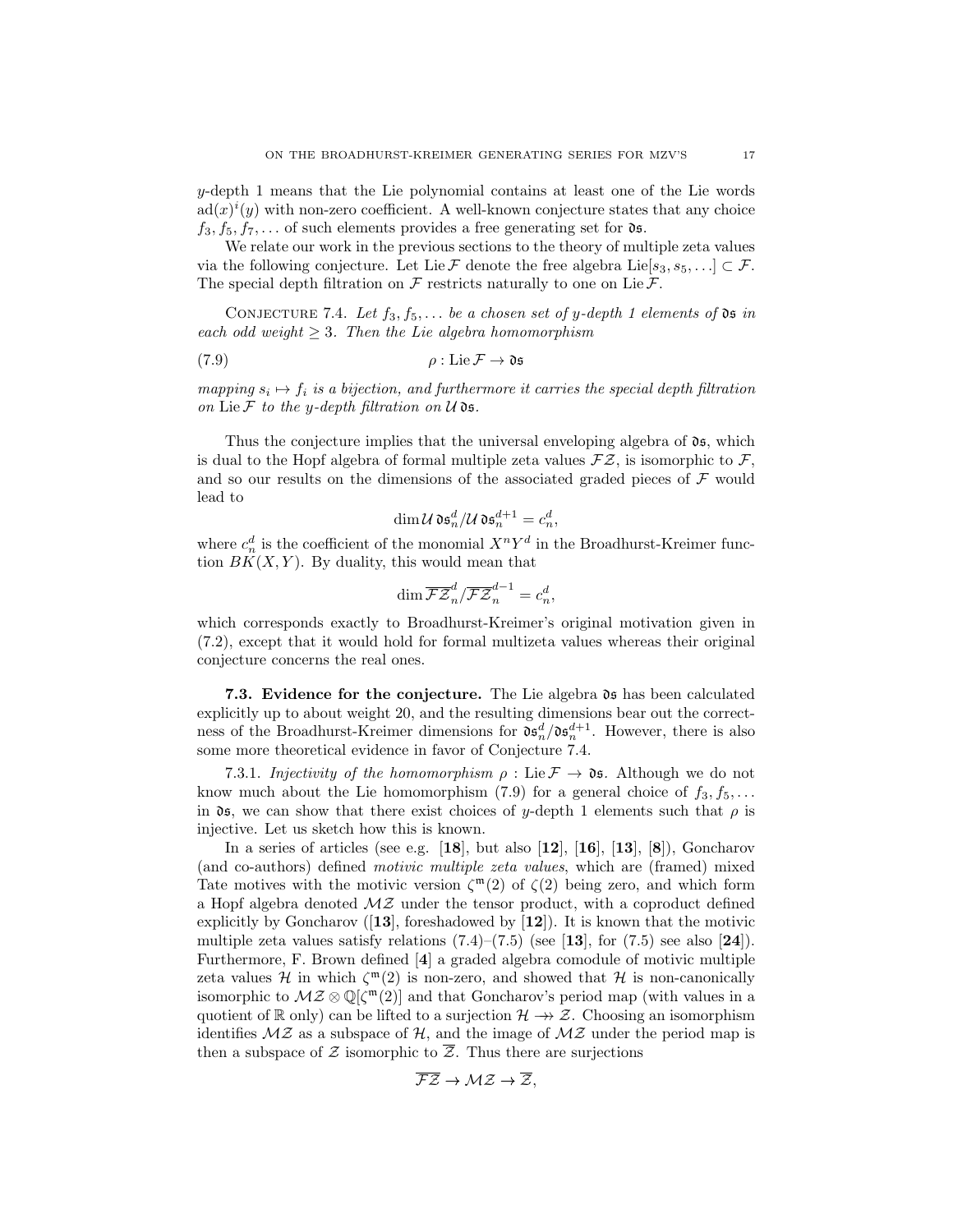$y$-depth 1 means that the Lie polynomial contains at least one of the Lie words $\mathrm{ad}(x)^i(y)$ with non-zero coefficient. A well-known conjecture states that any choice $f_3, f_5, f_7, \ldots$ of such elements provides a free generating set for $\mathfrak{ds}$.

We relate our work in the previous sections to the theory of multiple zeta values via the following conjecture. Let $\mathrm{Lie}\,\mathcal{F}$ denote the free algebra $\mathrm{Lie}[s_3, s_5, \ldots] \subset \mathcal{F}$. The special depth filtration on $\mathcal{F}$ restricts naturally to one on $\mathrm{Lie}\,\mathcal{F}$.

Conjecture 7.4. *Let $f_3, f_5, \ldots$ be a chosen set of $y$-depth 1 elements of $\mathfrak{ds}$ in each odd weight $\geq 3$. Then the Lie algebra homomorphism*

$$\rho : \mathrm{Lie}\,\mathcal{F} \to \mathfrak{ds} \tag{7.9}$$

*mapping $s_i \mapsto f_i$ is a bijection, and furthermore it carries the special depth filtration on $\mathrm{Lie}\,\mathcal{F}$ to the $y$-depth filtration on $\mathcal{U}\,\mathfrak{ds}$.*

Thus the conjecture implies that the universal enveloping algebra of $\mathfrak{ds}$, which is dual to the Hopf algebra of formal multiple zeta values $\mathcal{FZ}$, is isomorphic to $\mathcal{F}$, and so our results on the dimensions of the associated graded pieces of $\mathcal{F}$ would lead to

$$\dim \mathcal{U}\,\mathfrak{ds}_n^d / \mathcal{U}\,\mathfrak{ds}_n^{d+1} = c_n^d,$$

where $c_n^d$ is the coefficient of the monomial $X^n Y^d$ in the Broadhurst-Kreimer function $BK(X,Y)$. By duality, this would mean that

$$\dim \overline{\mathcal{FZ}}_n^d / \overline{\mathcal{FZ}}_n^{d-1} = c_n^d,$$

which corresponds exactly to Broadhurst-Kreimer's original motivation given in (7.2), except that it would hold for formal multizeta values whereas their original conjecture concerns the real ones.

**7.3. Evidence for the conjecture.** The Lie algebra $\mathfrak{ds}$ has been calculated explicitly up to about weight 20, and the resulting dimensions bear out the correctness of the Broadhurst-Kreimer dimensions for $\mathfrak{ds}_n^d / \mathfrak{ds}_n^{d+1}$. However, there is also some more theoretical evidence in favor of Conjecture 7.4.

7.3.1. *Injectivity of the homomorphism $\rho : \mathrm{Lie}\,\mathcal{F} \to \mathfrak{ds}$.* Although we do not know much about the Lie homomorphism (7.9) for a general choice of $f_3, f_5, \ldots$ in $\mathfrak{ds}$, we can show that there exist choices of $y$-depth 1 elements such that $\rho$ is injective. Let us sketch how this is known.

In a series of articles (see e.g. [**18**], but also [**12**], [**16**], [**13**], [**8**]), Goncharov (and co-authors) defined *motivic multiple zeta values*, which are (framed) mixed Tate motives with the motivic version $\zeta^{\mathfrak{m}}(2)$ of $\zeta(2)$ being zero, and which form a Hopf algebra denoted $\mathcal{MZ}$ under the tensor product, with a coproduct defined explicitly by Goncharov ([**13**], foreshadowed by [**12**]). It is known that the motivic multiple zeta values satisfy relations (7.4)–(7.5) (see [**13**], for (7.5) see also [**24**]). Furthermore, F. Brown defined [**4**] a graded algebra comodule of motivic multiple zeta values $\mathcal{H}$ in which $\zeta^{\mathfrak{m}}(2)$ is non-zero, and showed that $\mathcal{H}$ is non-canonically isomorphic to $\mathcal{MZ} \otimes \mathbb{Q}[\zeta^{\mathfrak{m}}(2)]$ and that Goncharov's period map (with values in a quotient of $\mathbb{R}$ only) can be lifted to a surjection $\mathcal{H} \twoheadrightarrow \mathcal{Z}$. Choosing an isomorphism identifies $\mathcal{MZ}$ as a subspace of $\mathcal{H}$, and the image of $\mathcal{MZ}$ under the period map is then a subspace of $\mathcal{Z}$ isomorphic to $\overline{\mathcal{Z}}$. Thus there are surjections

$$\overline{\mathcal{FZ}} \to \mathcal{MZ} \to \overline{\mathcal{Z}},$$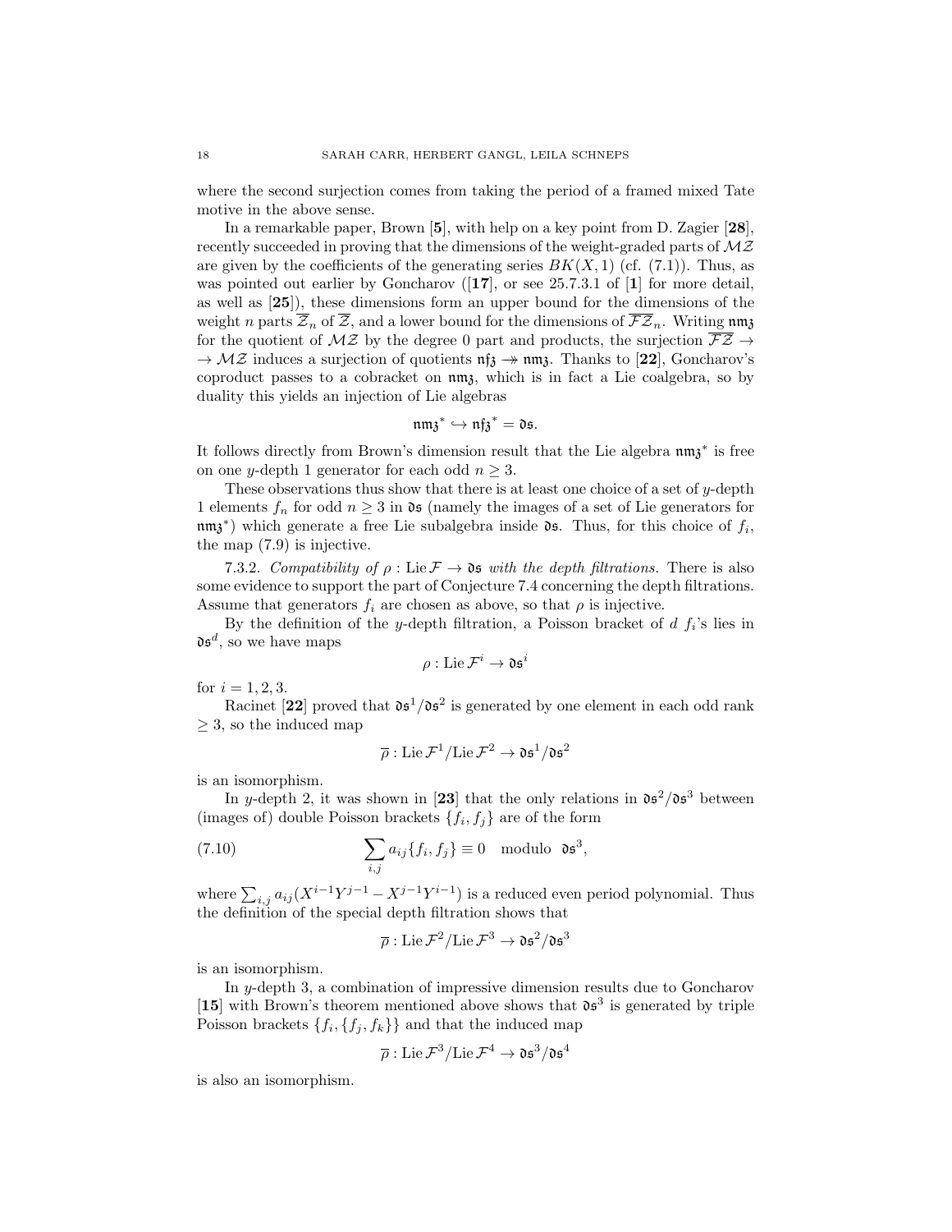where the second surjection comes from taking the period of a framed mixed Tate motive in the above sense.

In a remarkable paper, Brown [**5**], with help on a key point from D. Zagier [**28**], recently succeeded in proving that the dimensions of the weight-graded parts of $\mathcal{MZ}$ are given by the coefficients of the generating series $BK(X,1)$ (cf. (7.1)). Thus, as was pointed out earlier by Goncharov ([**17**], or see 25.7.3.1 of [**1**] for more detail, as well as [**25**]), these dimensions form an upper bound for the dimensions of the weight $n$ parts $\overline{\mathcal{Z}}_n$ of $\overline{\mathcal{Z}}$, and a lower bound for the dimensions of $\overline{\mathcal{FZ}}_n$. Writing $\mathfrak{nmz}$ for the quotient of $\mathcal{MZ}$ by the degree 0 part and products, the surjection $\overline{\mathcal{FZ}} \to \to \mathcal{MZ}$ induces a surjection of quotients $\mathfrak{nfz} \twoheadrightarrow \mathfrak{nmz}$. Thanks to [**22**], Goncharov's coproduct passes to a cobracket on $\mathfrak{nmz}$, which is in fact a Lie coalgebra, so by duality this yields an injection of Lie algebras

$$\mathfrak{nmz}^* \hookrightarrow \mathfrak{nfz}^* = \mathfrak{ds}.$$

It follows directly from Brown's dimension result that the Lie algebra $\mathfrak{nmz}^*$ is free on one $y$-depth 1 generator for each odd $n \geq 3$.

These observations thus show that there is at least one choice of a set of $y$-depth 1 elements $f_n$ for odd $n \geq 3$ in $\mathfrak{ds}$ (namely the images of a set of Lie generators for $\mathfrak{nmz}^*$) which generate a free Lie subalgebra inside $\mathfrak{ds}$. Thus, for this choice of $f_i$, the map (7.9) is injective.

7.3.2. *Compatibility of $\rho : \mathrm{Lie}\,\mathcal{F} \to \mathfrak{ds}$ with the depth filtrations.* There is also some evidence to support the part of Conjecture 7.4 concerning the depth filtrations. Assume that generators $f_i$ are chosen as above, so that $\rho$ is injective.

By the definition of the $y$-depth filtration, a Poisson bracket of $d$ $f_i$'s lies in $\mathfrak{ds}^d$, so we have maps

$$\rho : \mathrm{Lie}\,\mathcal{F}^i \to \mathfrak{ds}^i$$

for $i = 1, 2, 3$.

Racinet [**22**] proved that $\mathfrak{ds}^1/\mathfrak{ds}^2$ is generated by one element in each odd rank $\geq 3$, so the induced map

$$\overline{\rho} : \mathrm{Lie}\,\mathcal{F}^1/\mathrm{Lie}\,\mathcal{F}^2 \to \mathfrak{ds}^1/\mathfrak{ds}^2$$

is an isomorphism.

In $y$-depth 2, it was shown in [**23**] that the only relations in $\mathfrak{ds}^2/\mathfrak{ds}^3$ between (images of) double Poisson brackets $\{f_i, f_j\}$ are of the form

$$\sum_{i,j} a_{ij}\{f_i, f_j\} \equiv 0 \quad \text{modulo} \quad \mathfrak{ds}^3, \tag{7.10}$$

where $\sum_{i,j} a_{ij}(X^{i-1}Y^{j-1} - X^{j-1}Y^{i-1})$ is a reduced even period polynomial. Thus the definition of the special depth filtration shows that

$$\overline{\rho} : \mathrm{Lie}\,\mathcal{F}^2/\mathrm{Lie}\,\mathcal{F}^3 \to \mathfrak{ds}^2/\mathfrak{ds}^3$$

is an isomorphism.

In $y$-depth 3, a combination of impressive dimension results due to Goncharov [**15**] with Brown's theorem mentioned above shows that $\mathfrak{ds}^3$ is generated by triple Poisson brackets $\{f_i, \{f_j, f_k\}\}$ and that the induced map

$$\overline{\rho} : \mathrm{Lie}\,\mathcal{F}^3/\mathrm{Lie}\,\mathcal{F}^4 \to \mathfrak{ds}^3/\mathfrak{ds}^4$$

is also an isomorphism.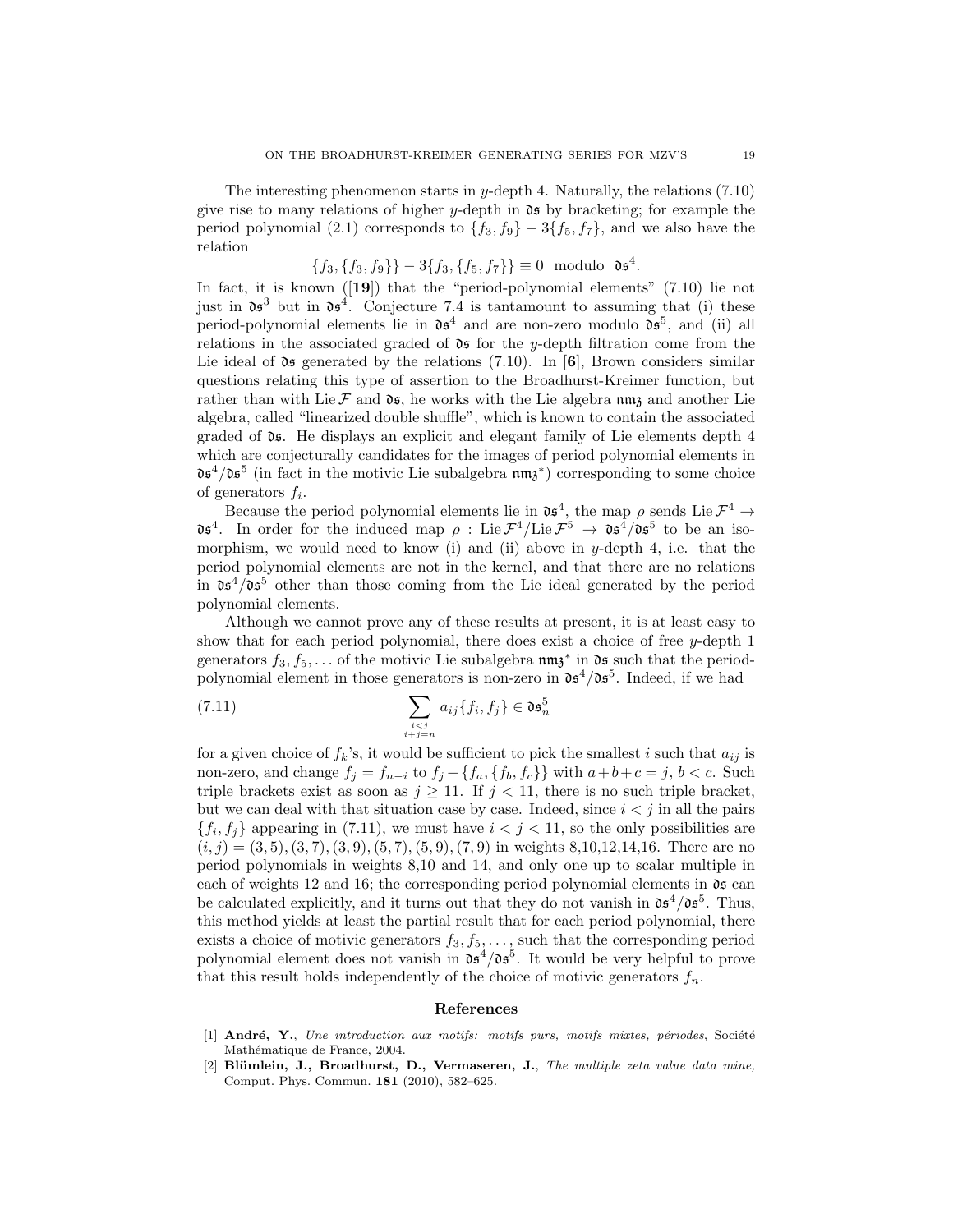The interesting phenomenon starts in $y$-depth 4. Naturally, the relations (7.10) give rise to many relations of higher $y$-depth in $\mathfrak{ds}$ by bracketing; for example the period polynomial (2.1) corresponds to $\{f_3, f_9\} - 3\{f_5, f_7\}$, and we also have the relation

$$\{f_3, \{f_3, f_9\}\} - 3\{f_3, \{f_5, f_7\}\} \equiv 0 \text{ modulo } \mathfrak{ds}^4.$$

In fact, it is known ([**19**]) that the "period-polynomial elements" (7.10) lie not just in $\mathfrak{ds}^3$ but in $\mathfrak{ds}^4$. Conjecture 7.4 is tantamount to assuming that (i) these period-polynomial elements lie in $\mathfrak{ds}^4$ and are non-zero modulo $\mathfrak{ds}^5$, and (ii) all relations in the associated graded of $\mathfrak{ds}$ for the $y$-depth filtration come from the Lie ideal of $\mathfrak{ds}$ generated by the relations (7.10). In [**6**], Brown considers similar questions relating this type of assertion to the Broadhurst-Kreimer function, but rather than with $\mathrm{Lie}\,\mathcal{F}$ and $\mathfrak{ds}$, he works with the Lie algebra $\mathfrak{nmz}$ and another Lie algebra, called "linearized double shuffle", which is known to contain the associated graded of $\mathfrak{ds}$. He displays an explicit and elegant family of Lie elements depth 4 which are conjecturally candidates for the images of period polynomial elements in $\mathfrak{ds}^4/\mathfrak{ds}^5$ (in fact in the motivic Lie subalgebra $\mathfrak{nmz}^*$) corresponding to some choice of generators $f_i$.

Because the period polynomial elements lie in $\mathfrak{ds}^4$, the map $\rho$ sends $\mathrm{Lie}\,\mathcal{F}^4 \to \mathfrak{ds}^4$. In order for the induced map $\overline{\rho} : \mathrm{Lie}\,\mathcal{F}^4/\mathrm{Lie}\,\mathcal{F}^5 \to \mathfrak{ds}^4/\mathfrak{ds}^5$ to be an isomorphism, we would need to know (i) and (ii) above in $y$-depth 4, i.e. that the period polynomial elements are not in the kernel, and that there are no relations in $\mathfrak{ds}^4/\mathfrak{ds}^5$ other than those coming from the Lie ideal generated by the period polynomial elements.

Although we cannot prove any of these results at present, it is at least easy to show that for each period polynomial, there does exist a choice of free $y$-depth 1 generators $f_3, f_5, \ldots$ of the motivic Lie subalgebra $\mathfrak{nmz}^*$ in $\mathfrak{ds}$ such that the period-polynomial element in those generators is non-zero in $\mathfrak{ds}^4/\mathfrak{ds}^5$. Indeed, if we had

$$\sum_{\substack{i<j\\ i+j=n}} a_{ij}\{f_i, f_j\} \in \mathfrak{ds}_n^5 \tag{7.11}$$

for a given choice of $f_k$'s, it would be sufficient to pick the smallest $i$ such that $a_{ij}$ is non-zero, and change $f_j = f_{n-i}$ to $f_j + \{f_a, \{f_b, f_c\}\}$ with $a+b+c = j$, $b < c$. Such triple brackets exist as soon as $j \geq 11$. If $j < 11$, there is no such triple bracket, but we can deal with that situation case by case. Indeed, since $i < j$ in all the pairs $\{f_i, f_j\}$ appearing in (7.11), we must have $i < j < 11$, so the only possibilities are $(i,j) = (3,5), (3,7), (3,9), (5,7), (5,9), (7,9)$ in weights 8,10,12,14,16. There are no period polynomials in weights 8,10 and 14, and only one up to scalar multiple in each of weights 12 and 16; the corresponding period polynomial elements in $\mathfrak{ds}$ can be calculated explicitly, and it turns out that they do not vanish in $\mathfrak{ds}^4/\mathfrak{ds}^5$. Thus, this method yields at least the partial result that for each period polynomial, there exists a choice of motivic generators $f_3, f_5, \ldots$, such that the corresponding period polynomial element does not vanish in $\mathfrak{ds}^4/\mathfrak{ds}^5$. It would be very helpful to prove that this result holds independently of the choice of motivic generators $f_n$.

## References

[1] **André, Y.**, *Une introduction aux motifs: motifs purs, motifs mixtes, périodes*, Société Mathématique de France, 2004.

[2] **Blümlein, J., Broadhurst, D., Vermaseren, J.**, *The multiple zeta value data mine,* Comput. Phys. Commun. **181** (2010), 582–625.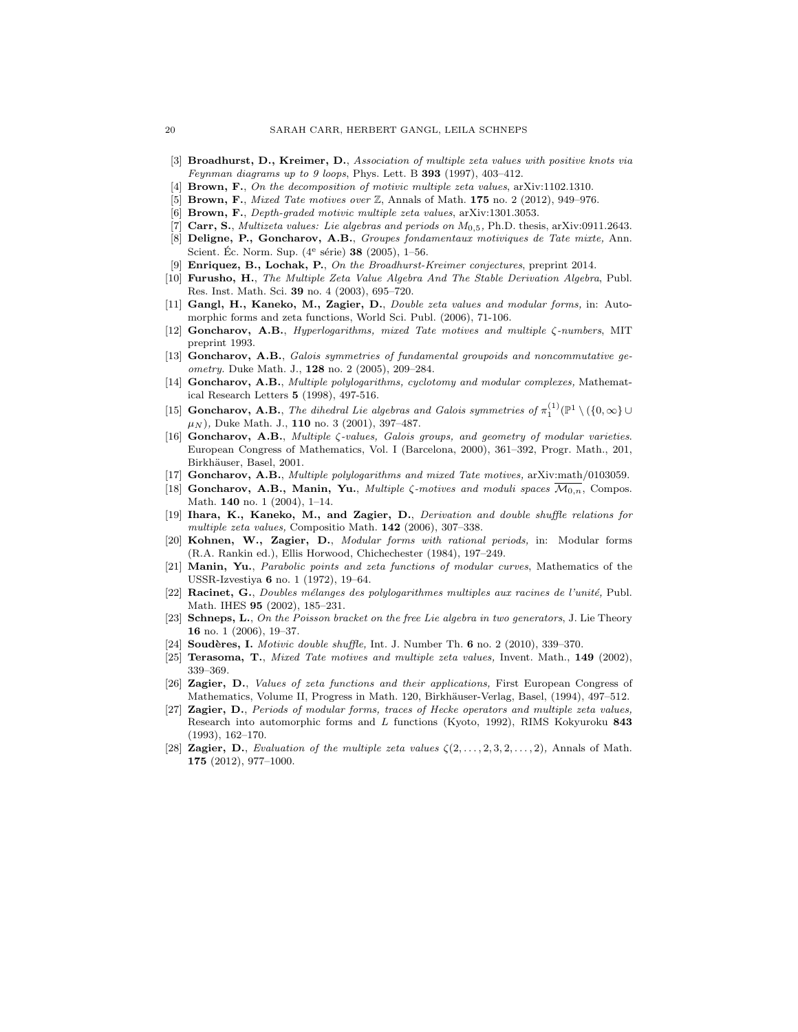[3] **Broadhurst, D., Kreimer, D.**, *Association of multiple zeta values with positive knots via Feynman diagrams up to 9 loops*, Phys. Lett. B **393** (1997), 403–412.

[4] **Brown, F.**, *On the decomposition of motivic multiple zeta values*, arXiv:1102.1310.

[5] **Brown, F.**, *Mixed Tate motives over* $\mathbb{Z}$, Annals of Math. **175** no. 2 (2012), 949–976.

[6] **Brown, F.**, *Depth-graded motivic multiple zeta values*, arXiv:1301.3053.

[7] **Carr, S.**, *Multizeta values: Lie algebras and periods on* $M_{0,5}$, Ph.D. thesis, arXiv:0911.2643.

[8] **Deligne, P., Goncharov, A.B.**, *Groupes fondamentaux motiviques de Tate mixte,* Ann. Scient. Éc. Norm. Sup. ($4^e$ série) **38** (2005), 1–56.

[9] **Enriquez, B., Lochak, P.**, *On the Broadhurst-Kreimer conjectures*, preprint 2014.

[10] **Furusho, H.**, *The Multiple Zeta Value Algebra And The Stable Derivation Algebra*, Publ. Res. Inst. Math. Sci. **39** no. 4 (2003), 695–720.

[11] **Gangl, H., Kaneko, M., Zagier, D.**, *Double zeta values and modular forms,* in: Automorphic forms and zeta functions, World Sci. Publ. (2006), 71-106.

[12] **Goncharov, A.B.**, *Hyperlogarithms, mixed Tate motives and multiple* $\zeta$*-numbers*, MIT preprint 1993.

[13] **Goncharov, A.B.**, *Galois symmetries of fundamental groupoids and noncommutative geometry.* Duke Math. J., **128** no. 2 (2005), 209–284.

[14] **Goncharov, A.B.**, *Multiple polylogarithms, cyclotomy and modular complexes,* Mathematical Research Letters **5** (1998), 497-516.

[15] **Goncharov, A.B.**, *The dihedral Lie algebras and Galois symmetries of* $\pi_1^{(1)}(\mathbb{P}^1 \setminus (\{0,\infty\} \cup \mu_N)$*)*, Duke Math. J., **110** no. 3 (2001), 397–487.

[16] **Goncharov, A.B.**, *Multiple* $\zeta$*-values, Galois groups, and geometry of modular varieties*. European Congress of Mathematics, Vol. I (Barcelona, 2000), 361–392, Progr. Math., 201, Birkhäuser, Basel, 2001.

[17] **Goncharov, A.B.**, *Multiple polylogarithms and mixed Tate motives,* arXiv:math/0103059.

[18] **Goncharov, A.B., Manin, Yu.**, *Multiple* $\zeta$*-motives and moduli spaces* $\overline{\mathcal{M}_{0,n}}$, Compos. Math. **140** no. 1 (2004), 1–14.

[19] **Ihara, K., Kaneko, M., and Zagier, D.**, *Derivation and double shuffle relations for multiple zeta values,* Compositio Math. **142** (2006), 307–338.

[20] **Kohnen, W., Zagier, D.**, *Modular forms with rational periods,* in: Modular forms (R.A. Rankin ed.), Ellis Horwood, Chichechester (1984), 197–249.

[21] **Manin, Yu.**, *Parabolic points and zeta functions of modular curves*, Mathematics of the USSR-Izvestiya **6** no. 1 (1972), 19–64.

[22] **Racinet, G.**, *Doubles mélanges des polylogarithmes multiples aux racines de l'unité,* Publ. Math. IHES **95** (2002), 185–231.

[23] **Schneps, L.**, *On the Poisson bracket on the free Lie algebra in two generators*, J. Lie Theory **16** no. 1 (2006), 19–37.

[24] **Soudères, I.** *Motivic double shuffle,* Int. J. Number Th. **6** no. 2 (2010), 339–370.

[25] **Terasoma, T.**, *Mixed Tate motives and multiple zeta values,* Invent. Math., **149** (2002), 339–369.

[26] **Zagier, D.**, *Values of zeta functions and their applications,* First European Congress of Mathematics, Volume II, Progress in Math. 120, Birkhäuser-Verlag, Basel, (1994), 497–512.

[27] **Zagier, D.**, *Periods of modular forms, traces of Hecke operators and multiple zeta values,* Research into automorphic forms and $L$ functions (Kyoto, 1992), RIMS Kokyuroku **843** (1993), 162–170.

[28] **Zagier, D.**, *Evaluation of the multiple zeta values* $\zeta(2,\ldots,2,3,2,\ldots,2)$*,* Annals of Math. **175** (2012), 977–1000.